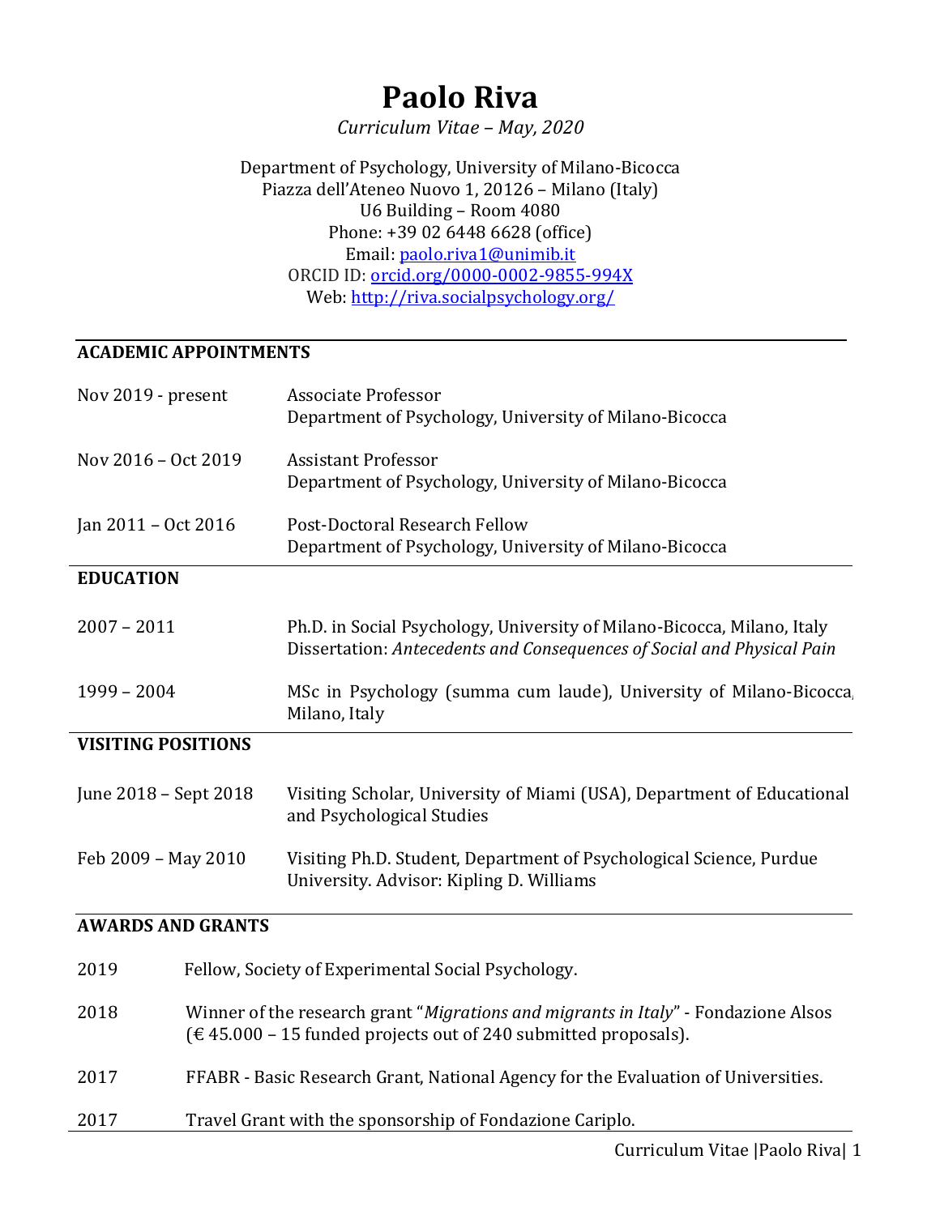# Paolo Riva

*Curriculum Vitae – May, 2020*

Department of Psychology, University of Milano-Bicocca
Piazza dell'Ateneo Nuovo 1, 20126 – Milano (Italy)
U6 Building – Room 4080
Phone: +39 02 6448 6628 (office)
Email: paolo.riva1@unimib.it
ORCID ID: orcid.org/0000-0002-9855-994X
Web: http://riva.socialpsychology.org/

## ACADEMIC APPOINTMENTS

| | |
|---|---|
| Nov 2019 - present | Associate Professor<br>Department of Psychology, University of Milano-Bicocca |
| Nov 2016 – Oct 2019 | Assistant Professor<br>Department of Psychology, University of Milano-Bicocca |
| Jan 2011 – Oct 2016 | Post-Doctoral Research Fellow<br>Department of Psychology, University of Milano-Bicocca |

## EDUCATION

| | |
|---|---|
| 2007 – 2011 | Ph.D. in Social Psychology, University of Milano-Bicocca, Milano, Italy<br>Dissertation: *Antecedents and Consequences of Social and Physical Pain* |
| 1999 – 2004 | MSc in Psychology (summa cum laude), University of Milano-Bicocca, Milano, Italy |

## VISITING POSITIONS

| | |
|---|---|
| June 2018 – Sept 2018 | Visiting Scholar, University of Miami (USA), Department of Educational and Psychological Studies |
| Feb 2009 – May 2010 | Visiting Ph.D. Student, Department of Psychological Science, Purdue University. Advisor: Kipling D. Williams |

## AWARDS AND GRANTS

| | |
|---|---|
| 2019 | Fellow, Society of Experimental Social Psychology. |
| 2018 | Winner of the research grant "*Migrations and migrants in Italy*" - Fondazione Alsos (€ 45.000 – 15 funded projects out of 240 submitted proposals). |
| 2017 | FFABR - Basic Research Grant, National Agency for the Evaluation of Universities. |
| 2017 | Travel Grant with the sponsorship of Fondazione Cariplo. |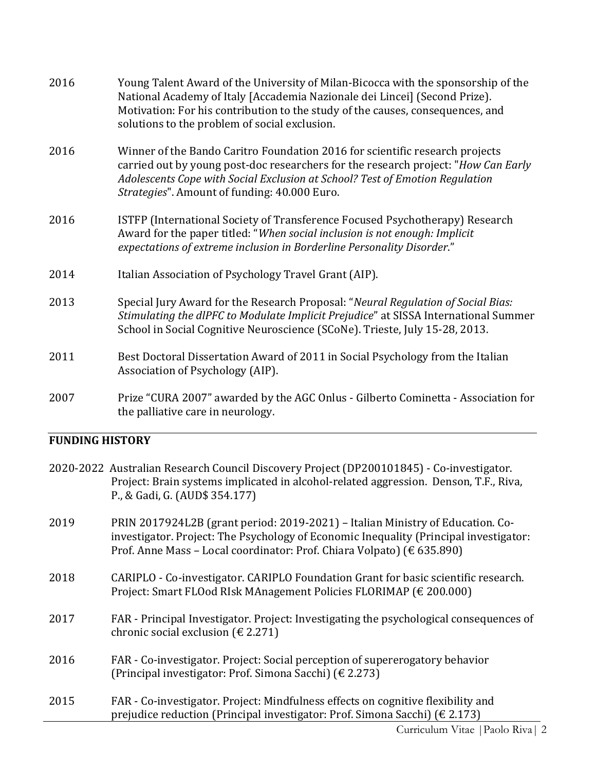2016 Young Talent Award of the University of Milan-Bicocca with the sponsorship of the National Academy of Italy [Accademia Nazionale dei Lincei] (Second Prize). Motivation: For his contribution to the study of the causes, consequences, and solutions to the problem of social exclusion.

2016 Winner of the Bando Caritro Foundation 2016 for scientific research projects carried out by young post-doc researchers for the research project: "*How Can Early Adolescents Cope with Social Exclusion at School? Test of Emotion Regulation Strategies*". Amount of funding: 40.000 Euro.

2016 ISTFP (International Society of Transference Focused Psychotherapy) Research Award for the paper titled: "*When social inclusion is not enough: Implicit expectations of extreme inclusion in Borderline Personality Disorder*."

2014 Italian Association of Psychology Travel Grant (AIP).

2013 Special Jury Award for the Research Proposal: "*Neural Regulation of Social Bias: Stimulating the dlPFC to Modulate Implicit Prejudice*" at SISSA International Summer School in Social Cognitive Neuroscience (SCoNe). Trieste, July 15-28, 2013.

2011 Best Doctoral Dissertation Award of 2011 in Social Psychology from the Italian Association of Psychology (AIP).

2007 Prize "CURA 2007" awarded by the AGC Onlus - Gilberto Cominetta - Association for the palliative care in neurology.

## FUNDING HISTORY

2020-2022 Australian Research Council Discovery Project (DP200101845) - Co-investigator. Project: Brain systems implicated in alcohol-related aggression. Denson, T.F., Riva, P., & Gadi, G. (AUD$ 354.177)

2019 PRIN 2017924L2B (grant period: 2019-2021) – Italian Ministry of Education. Co-investigator. Project: The Psychology of Economic Inequality (Principal investigator: Prof. Anne Mass – Local coordinator: Prof. Chiara Volpato) (€ 635.890)

2018 CARIPLO - Co-investigator. CARIPLO Foundation Grant for basic scientific research. Project: Smart FLOod RIsk MAnagement Policies FLORIMAP (€ 200.000)

2017 FAR - Principal Investigator. Project: Investigating the psychological consequences of chronic social exclusion (€ 2.271)

2016 FAR - Co-investigator. Project: Social perception of supererogatory behavior (Principal investigator: Prof. Simona Sacchi) (€ 2.273)

2015 FAR - Co-investigator. Project: Mindfulness effects on cognitive flexibility and prejudice reduction (Principal investigator: Prof. Simona Sacchi) (€ 2.173)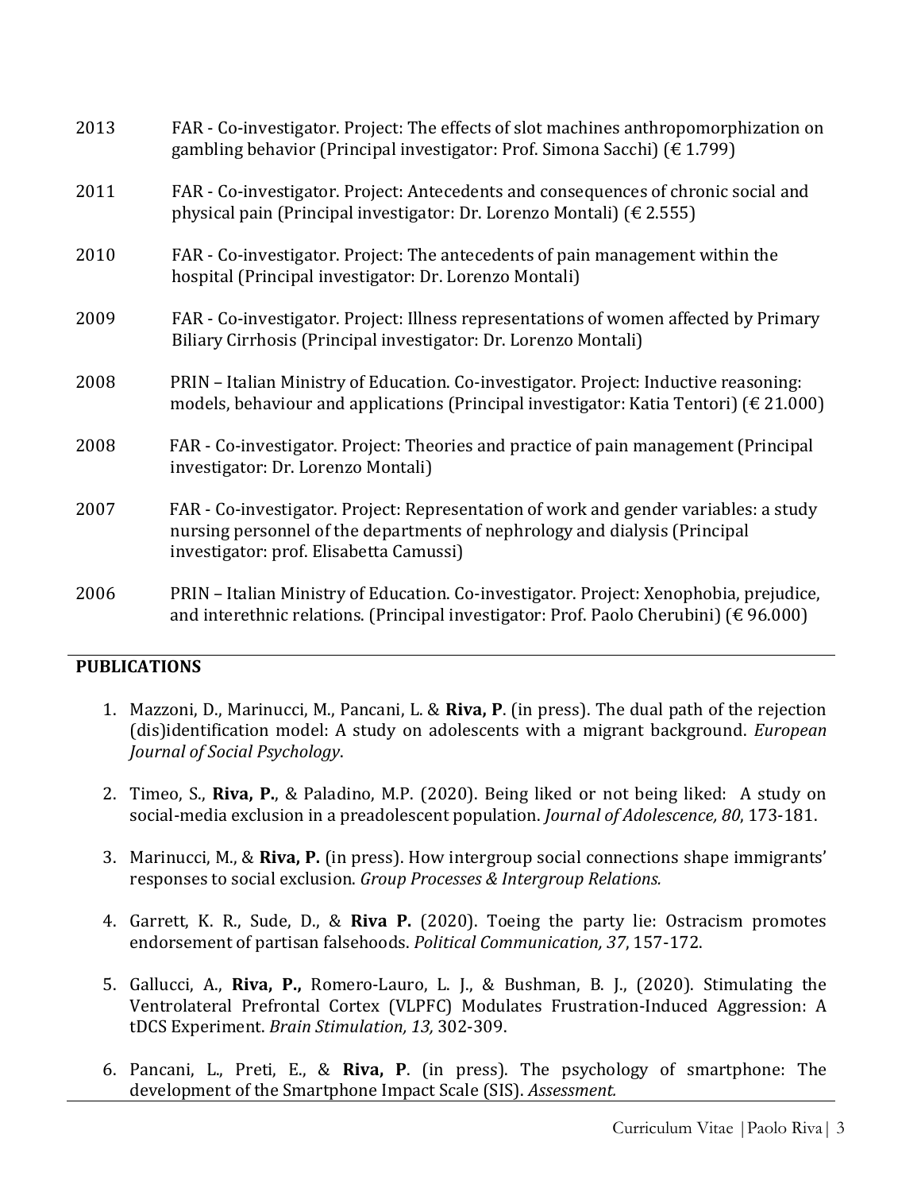2013 FAR - Co-investigator. Project: The effects of slot machines anthropomorphization on gambling behavior (Principal investigator: Prof. Simona Sacchi) (€ 1.799)

2011 FAR - Co-investigator. Project: Antecedents and consequences of chronic social and physical pain (Principal investigator: Dr. Lorenzo Montali) (€ 2.555)

2010 FAR - Co-investigator. Project: The antecedents of pain management within the hospital (Principal investigator: Dr. Lorenzo Montali)

2009 FAR - Co-investigator. Project: Illness representations of women affected by Primary Biliary Cirrhosis (Principal investigator: Dr. Lorenzo Montali)

2008 PRIN – Italian Ministry of Education. Co-investigator. Project: Inductive reasoning: models, behaviour and applications (Principal investigator: Katia Tentori) (€ 21.000)

2008 FAR - Co-investigator. Project: Theories and practice of pain management (Principal investigator: Dr. Lorenzo Montali)

2007 FAR - Co-investigator. Project: Representation of work and gender variables: a study nursing personnel of the departments of nephrology and dialysis (Principal investigator: prof. Elisabetta Camussi)

2006 PRIN – Italian Ministry of Education. Co-investigator. Project: Xenophobia, prejudice, and interethnic relations. (Principal investigator: Prof. Paolo Cherubini) (€ 96.000)

## PUBLICATIONS

1. Mazzoni, D., Marinucci, M., Pancani, L. & **Riva, P**. (in press). The dual path of the rejection (dis)identification model: A study on adolescents with a migrant background. *European Journal of Social Psychology*.

2. Timeo, S., **Riva, P.**, & Paladino, M.P. (2020). Being liked or not being liked: A study on social-media exclusion in a preadolescent population. *Journal of Adolescence, 80*, 173-181.

3. Marinucci, M., & **Riva, P.** (in press). How intergroup social connections shape immigrants' responses to social exclusion. *Group Processes & Intergroup Relations.*

4. Garrett, K. R., Sude, D., & **Riva P.** (2020). Toeing the party lie: Ostracism promotes endorsement of partisan falsehoods. *Political Communication, 37*, 157-172.

5. Gallucci, A., **Riva, P.,** Romero-Lauro, L. J., & Bushman, B. J., (2020). Stimulating the Ventrolateral Prefrontal Cortex (VLPFC) Modulates Frustration-Induced Aggression: A tDCS Experiment. *Brain Stimulation, 13,* 302-309.

6. Pancani, L., Preti, E., & **Riva, P**. (in press). The psychology of smartphone: The development of the Smartphone Impact Scale (SIS). *Assessment.*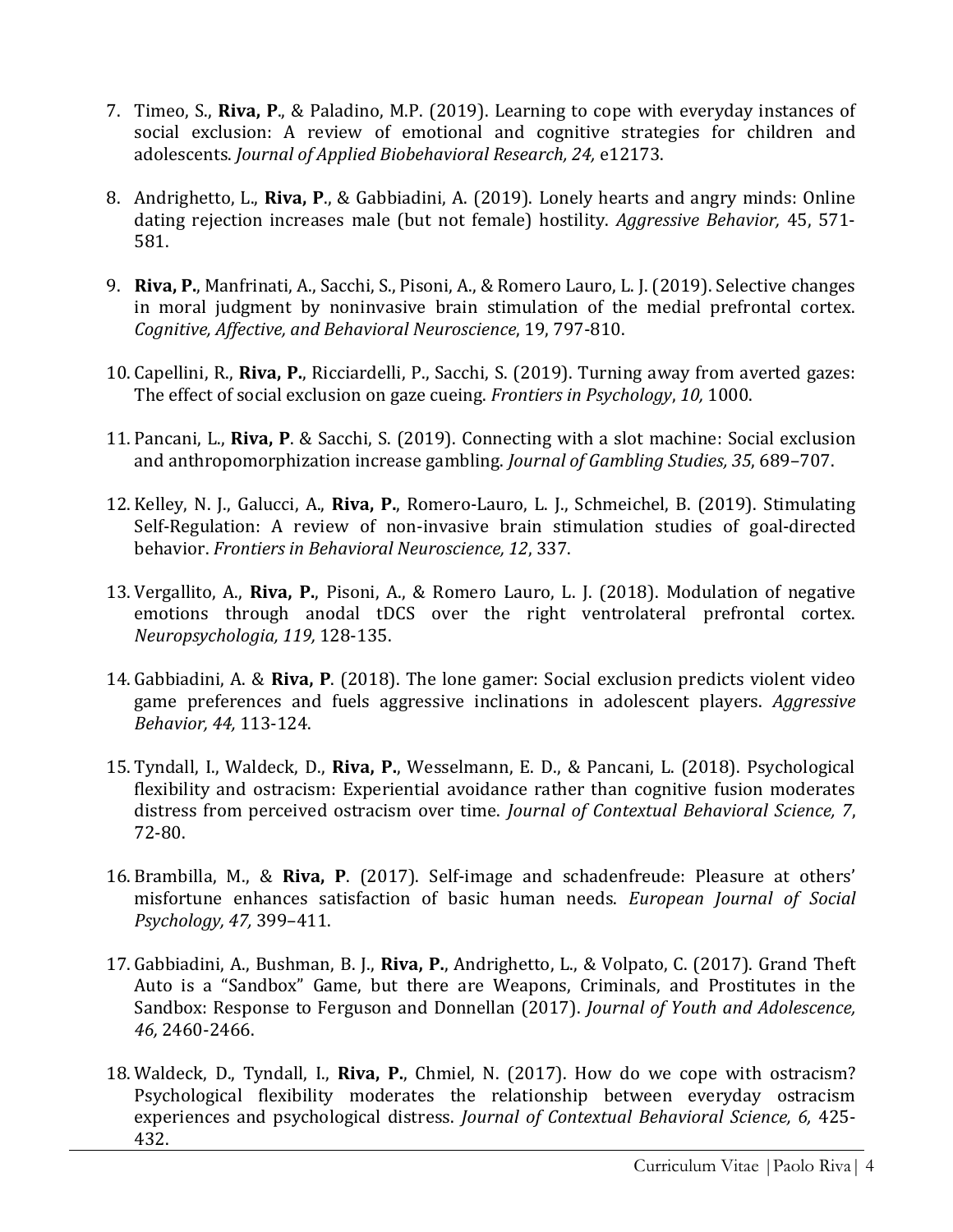7. Timeo, S., **Riva, P**., & Paladino, M.P. (2019). Learning to cope with everyday instances of social exclusion: A review of emotional and cognitive strategies for children and adolescents. *Journal of Applied Biobehavioral Research, 24,* e12173.

8. Andrighetto, L., **Riva, P**., & Gabbiadini, A. (2019). Lonely hearts and angry minds: Online dating rejection increases male (but not female) hostility. *Aggressive Behavior,* 45, 571-581.

9. **Riva, P.**, Manfrinati, A., Sacchi, S., Pisoni, A., & Romero Lauro, L. J. (2019). Selective changes in moral judgment by noninvasive brain stimulation of the medial prefrontal cortex. *Cognitive, Affective, and Behavioral Neuroscience*, 19, 797-810.

10. Capellini, R., **Riva, P.**, Ricciardelli, P., Sacchi, S. (2019). Turning away from averted gazes: The effect of social exclusion on gaze cueing. *Frontiers in Psychology*, *10,* 1000.

11. Pancani, L., **Riva, P**. & Sacchi, S. (2019). Connecting with a slot machine: Social exclusion and anthropomorphization increase gambling. *Journal of Gambling Studies, 35*, 689–707.

12. Kelley, N. J., Galucci, A., **Riva, P.**, Romero-Lauro, L. J., Schmeichel, B. (2019). Stimulating Self-Regulation: A review of non-invasive brain stimulation studies of goal-directed behavior. *Frontiers in Behavioral Neuroscience, 12*, 337.

13. Vergallito, A., **Riva, P.**, Pisoni, A., & Romero Lauro, L. J. (2018). Modulation of negative emotions through anodal tDCS over the right ventrolateral prefrontal cortex. *Neuropsychologia, 119,* 128-135.

14. Gabbiadini, A. & **Riva, P**. (2018). The lone gamer: Social exclusion predicts violent video game preferences and fuels aggressive inclinations in adolescent players. *Aggressive Behavior, 44,* 113-124.

15. Tyndall, I., Waldeck, D., **Riva, P.**, Wesselmann, E. D., & Pancani, L. (2018). Psychological flexibility and ostracism: Experiential avoidance rather than cognitive fusion moderates distress from perceived ostracism over time. *Journal of Contextual Behavioral Science, 7*, 72-80.

16. Brambilla, M., & **Riva, P**. (2017). Self-image and schadenfreude: Pleasure at others' misfortune enhances satisfaction of basic human needs. *European Journal of Social Psychology, 47,* 399–411.

17. Gabbiadini, A., Bushman, B. J., **Riva, P.**, Andrighetto, L., & Volpato, C. (2017). Grand Theft Auto is a "Sandbox" Game, but there are Weapons, Criminals, and Prostitutes in the Sandbox: Response to Ferguson and Donnellan (2017). *Journal of Youth and Adolescence, 46,* 2460-2466.

18. Waldeck, D., Tyndall, I., **Riva, P.**, Chmiel, N. (2017). How do we cope with ostracism? Psychological flexibility moderates the relationship between everyday ostracism experiences and psychological distress. *Journal of Contextual Behavioral Science, 6,* 425-432.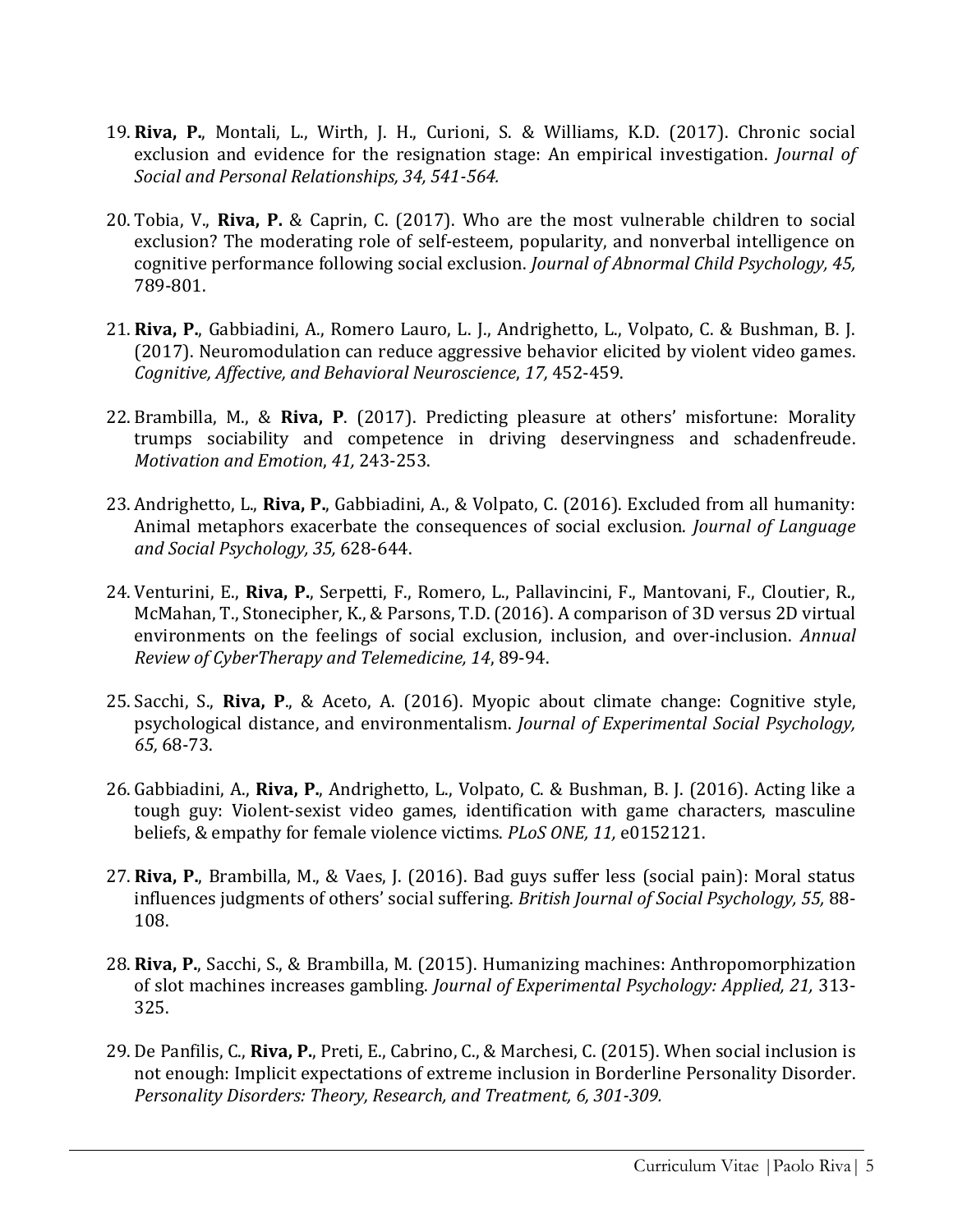19. **Riva, P.**, Montali, L., Wirth, J. H., Curioni, S. & Williams, K.D. (2017). Chronic social exclusion and evidence for the resignation stage: An empirical investigation. *Journal of Social and Personal Relationships, 34, 541-564.*

20. Tobia, V., **Riva, P.** & Caprin, C. (2017). Who are the most vulnerable children to social exclusion? The moderating role of self-esteem, popularity, and nonverbal intelligence on cognitive performance following social exclusion. *Journal of Abnormal Child Psychology, 45,* 789-801.

21. **Riva, P.**, Gabbiadini, A., Romero Lauro, L. J., Andrighetto, L., Volpato, C. & Bushman, B. J. (2017). Neuromodulation can reduce aggressive behavior elicited by violent video games. *Cognitive, Affective, and Behavioral Neuroscience*, *17,* 452-459.

22. Brambilla, M., & **Riva, P**. (2017). Predicting pleasure at others' misfortune: Morality trumps sociability and competence in driving deservingness and schadenfreude. *Motivation and Emotion*, *41,* 243-253.

23. Andrighetto, L., **Riva, P.**, Gabbiadini, A., & Volpato, C. (2016). Excluded from all humanity: Animal metaphors exacerbate the consequences of social exclusion. *Journal of Language and Social Psychology, 35,* 628-644.

24. Venturini, E., **Riva, P.**, Serpetti, F., Romero, L., Pallavincini, F., Mantovani, F., Cloutier, R., McMahan, T., Stonecipher, K., & Parsons, T.D. (2016). A comparison of 3D versus 2D virtual environments on the feelings of social exclusion, inclusion, and over-inclusion. *Annual Review of CyberTherapy and Telemedicine, 14*, 89-94.

25. Sacchi, S., **Riva, P**., & Aceto, A. (2016). Myopic about climate change: Cognitive style, psychological distance, and environmentalism. *Journal of Experimental Social Psychology, 65,* 68-73.

26. Gabbiadini, A., **Riva, P.**, Andrighetto, L., Volpato, C. & Bushman, B. J. (2016). Acting like a tough guy: Violent-sexist video games, identification with game characters, masculine beliefs, & empathy for female violence victims. *PLoS ONE, 11,* e0152121.

27. **Riva, P.**, Brambilla, M., & Vaes, J. (2016). Bad guys suffer less (social pain): Moral status influences judgments of others' social suffering. *British Journal of Social Psychology, 55,* 88-108.

28. **Riva, P.**, Sacchi, S., & Brambilla, M. (2015). Humanizing machines: Anthropomorphization of slot machines increases gambling. *Journal of Experimental Psychology: Applied, 21,* 313-325.

29. De Panfilis, C., **Riva, P.**, Preti, E., Cabrino, C., & Marchesi, C. (2015). When social inclusion is not enough: Implicit expectations of extreme inclusion in Borderline Personality Disorder. *Personality Disorders: Theory, Research, and Treatment, 6, 301-309.*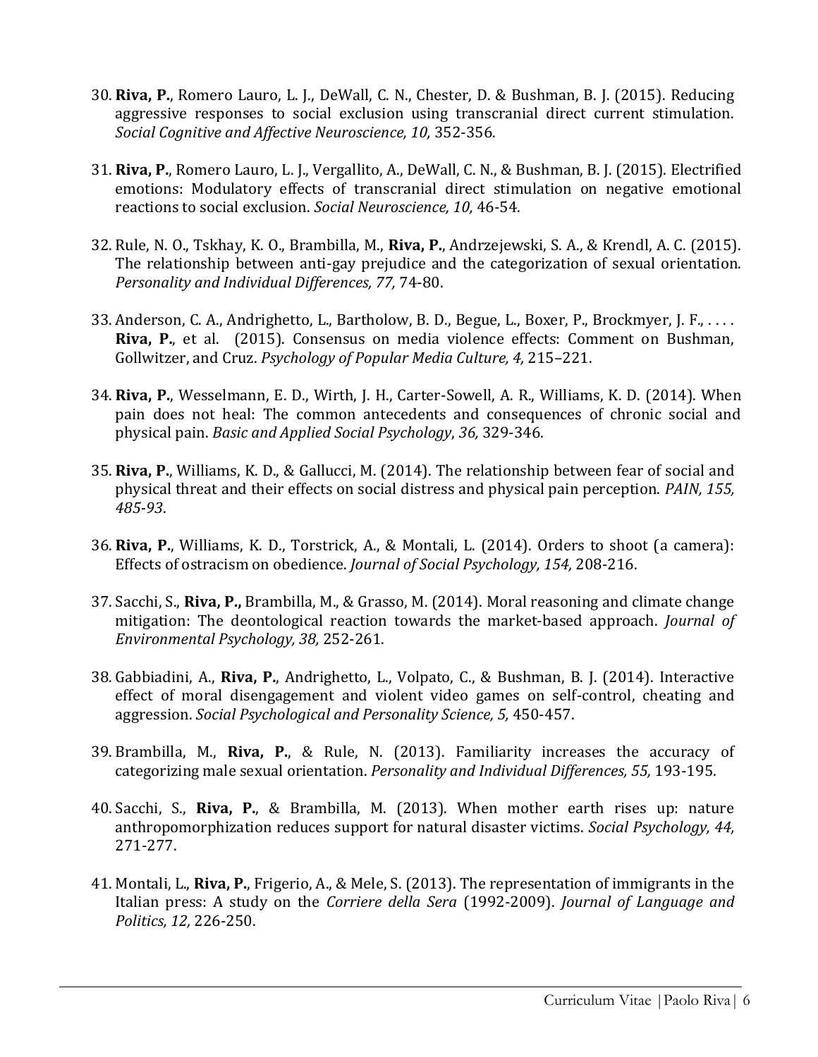30. **Riva, P.**, Romero Lauro, L. J., DeWall, C. N., Chester, D. & Bushman, B. J. (2015). Reducing aggressive responses to social exclusion using transcranial direct current stimulation. *Social Cognitive and Affective Neuroscience, 10,* 352-356.

31. **Riva, P.**, Romero Lauro, L. J., Vergallito, A., DeWall, C. N., & Bushman, B. J. (2015). Electrified emotions: Modulatory effects of transcranial direct stimulation on negative emotional reactions to social exclusion. *Social Neuroscience, 10,* 46-54.

32. Rule, N. O., Tskhay, K. O., Brambilla, M., **Riva, P.**, Andrzejewski, S. A., & Krendl, A. C. (2015). The relationship between anti-gay prejudice and the categorization of sexual orientation. *Personality and Individual Differences, 77,* 74-80.

33. Anderson, C. A., Andrighetto, L., Bartholow, B. D., Begue, L., Boxer, P., Brockmyer, J. F., . . . . **Riva, P.**, et al. (2015). Consensus on media violence effects: Comment on Bushman, Gollwitzer, and Cruz. *Psychology of Popular Media Culture, 4,* 215–221.

34. **Riva, P.**, Wesselmann, E. D., Wirth, J. H., Carter-Sowell, A. R., Williams, K. D. (2014). When pain does not heal: The common antecedents and consequences of chronic social and physical pain. *Basic and Applied Social Psychology*, *36,* 329-346.

35. **Riva, P.**, Williams, K. D., & Gallucci, M. (2014). The relationship between fear of social and physical threat and their effects on social distress and physical pain perception. *PAIN, 155, 485-93*.

36. **Riva, P.**, Williams, K. D., Torstrick, A., & Montali, L. (2014). Orders to shoot (a camera): Effects of ostracism on obedience. *Journal of Social Psychology, 154,* 208-216.

37. Sacchi, S., **Riva, P.,** Brambilla, M., & Grasso, M. (2014). Moral reasoning and climate change mitigation: The deontological reaction towards the market-based approach. *Journal of Environmental Psychology, 38,* 252-261.

38. Gabbiadini, A., **Riva, P.**, Andrighetto, L., Volpato, C., & Bushman, B. J. (2014). Interactive effect of moral disengagement and violent video games on self-control, cheating and aggression. *Social Psychological and Personality Science, 5,* 450-457.

39. Brambilla, M., **Riva, P.**, & Rule, N. (2013). Familiarity increases the accuracy of categorizing male sexual orientation. *Personality and Individual Differences, 55,* 193-195.

40. Sacchi, S., **Riva, P.**, & Brambilla, M. (2013). When mother earth rises up: nature anthropomorphization reduces support for natural disaster victims. *Social Psychology, 44,* 271-277.

41. Montali, L., **Riva, P.**, Frigerio, A., & Mele, S. (2013). The representation of immigrants in the Italian press: A study on the *Corriere della Sera* (1992-2009). *Journal of Language and Politics, 12,* 226-250.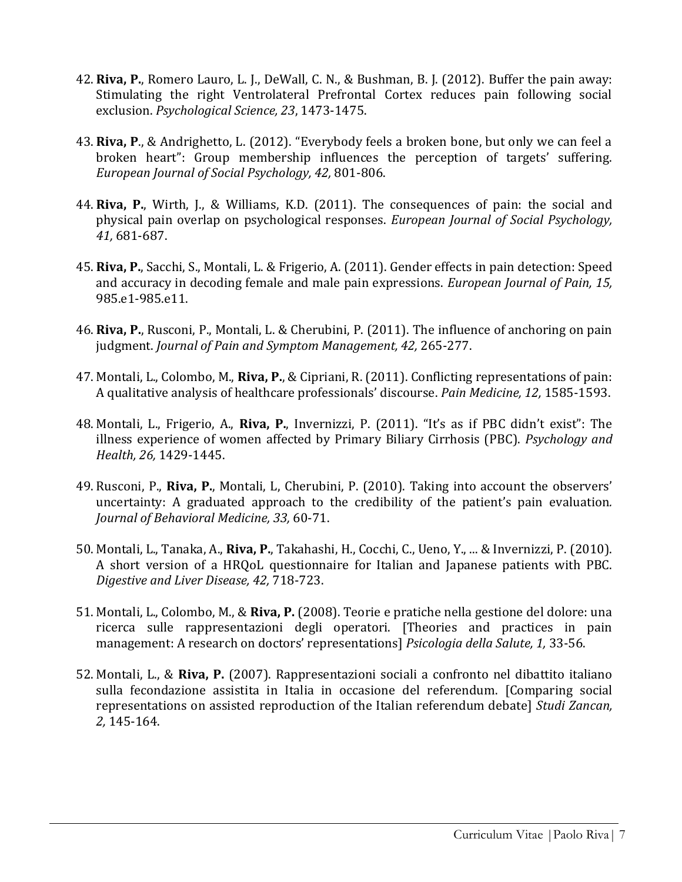42. **Riva, P.**, Romero Lauro, L. J., DeWall, C. N., & Bushman, B. J. (2012). Buffer the pain away: Stimulating the right Ventrolateral Prefrontal Cortex reduces pain following social exclusion. *Psychological Science, 23*, 1473-1475.

43. **Riva, P**., & Andrighetto, L. (2012). "Everybody feels a broken bone, but only we can feel a broken heart": Group membership influences the perception of targets' suffering. *European Journal of Social Psychology, 42,* 801-806.

44. **Riva, P.**, Wirth, J., & Williams, K.D. (2011). The consequences of pain: the social and physical pain overlap on psychological responses. *European Journal of Social Psychology, 41,* 681-687.

45. **Riva, P.**, Sacchi, S., Montali, L. & Frigerio, A. (2011). Gender effects in pain detection: Speed and accuracy in decoding female and male pain expressions. *European Journal of Pain, 15,* 985.e1-985.e11.

46. **Riva, P.**, Rusconi, P., Montali, L. & Cherubini, P. (2011). The influence of anchoring on pain judgment. *Journal of Pain and Symptom Management, 42,* 265-277.

47. Montali, L., Colombo, M., **Riva, P.**, & Cipriani, R. (2011). Conflicting representations of pain: A qualitative analysis of healthcare professionals' discourse. *Pain Medicine, 12,* 1585-1593.

48. Montali, L., Frigerio, A., **Riva, P.**, Invernizzi, P. (2011). "It's as if PBC didn't exist": The illness experience of women affected by Primary Biliary Cirrhosis (PBC). *Psychology and Health, 26,* 1429-1445.

49. Rusconi, P., **Riva, P.**, Montali, L, Cherubini, P. (2010). Taking into account the observers' uncertainty: A graduated approach to the credibility of the patient's pain evaluation*. Journal of Behavioral Medicine, 33,* 60-71.

50. Montali, L., Tanaka, A., **Riva, P.**, Takahashi, H., Cocchi, C., Ueno, Y., ... & Invernizzi, P. (2010). A short version of a HRQoL questionnaire for Italian and Japanese patients with PBC. *Digestive and Liver Disease, 42,* 718-723.

51. Montali, L., Colombo, M., & **Riva, P.** (2008). Teorie e pratiche nella gestione del dolore: una ricerca sulle rappresentazioni degli operatori. [Theories and practices in pain management: A research on doctors' representations] *Psicologia della Salute, 1,* 33-56.

52. Montali, L., & **Riva, P.** (2007). Rappresentazioni sociali a confronto nel dibattito italiano sulla fecondazione assistita in Italia in occasione del referendum. [Comparing social representations on assisted reproduction of the Italian referendum debate] *Studi Zancan, 2,* 145-164.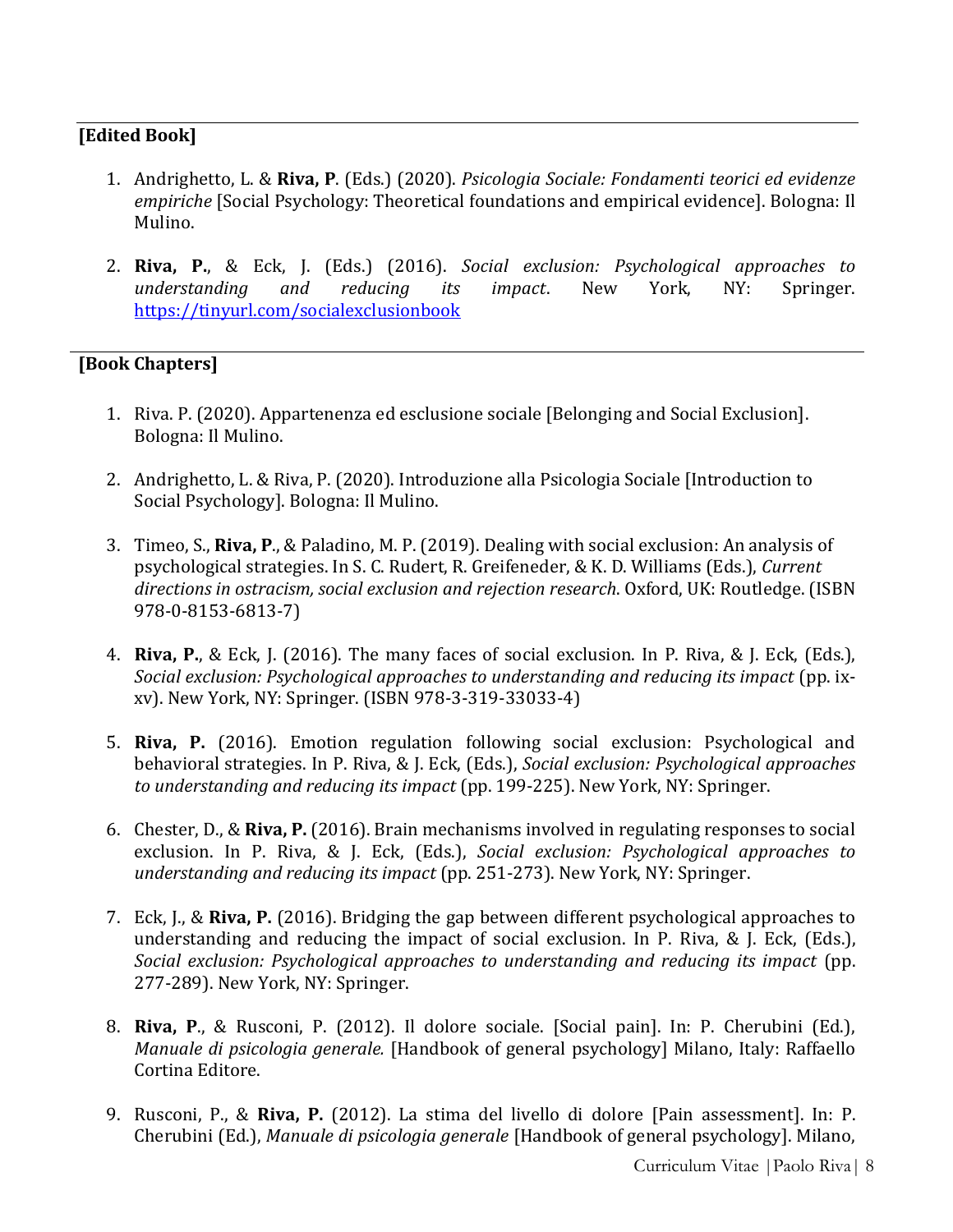## [Edited Book]

1. Andrighetto, L. & **Riva, P**. (Eds.) (2020). *Psicologia Sociale: Fondamenti teorici ed evidenze empiriche* [Social Psychology: Theoretical foundations and empirical evidence]. Bologna: Il Mulino.

2. **Riva, P.**, & Eck, J. (Eds.) (2016). *Social exclusion: Psychological approaches to understanding and reducing its impact*. New York, NY: Springer. https://tinyurl.com/socialexclusionbook

## [Book Chapters]

1. Riva. P. (2020). Appartenenza ed esclusione sociale [Belonging and Social Exclusion]. Bologna: Il Mulino.

2. Andrighetto, L. & Riva, P. (2020). Introduzione alla Psicologia Sociale [Introduction to Social Psychology]. Bologna: Il Mulino.

3. Timeo, S., **Riva, P**., & Paladino, M. P. (2019). Dealing with social exclusion: An analysis of psychological strategies. In S. C. Rudert, R. Greifeneder, & K. D. Williams (Eds.), *Current directions in ostracism, social exclusion and rejection research*. Oxford, UK: Routledge. (ISBN 978-0-8153-6813-7)

4. **Riva, P.**, & Eck, J. (2016). The many faces of social exclusion. In P. Riva, & J. Eck, (Eds.), *Social exclusion: Psychological approaches to understanding and reducing its impact* (pp. ix-xv). New York, NY: Springer. (ISBN 978-3-319-33033-4)

5. **Riva, P.** (2016). Emotion regulation following social exclusion: Psychological and behavioral strategies. In P. Riva, & J. Eck, (Eds.), *Social exclusion: Psychological approaches to understanding and reducing its impact* (pp. 199-225). New York, NY: Springer.

6. Chester, D., & **Riva, P.** (2016). Brain mechanisms involved in regulating responses to social exclusion. In P. Riva, & J. Eck, (Eds.), *Social exclusion: Psychological approaches to understanding and reducing its impact* (pp. 251-273). New York, NY: Springer.

7. Eck, J., & **Riva, P.** (2016). Bridging the gap between different psychological approaches to understanding and reducing the impact of social exclusion. In P. Riva, & J. Eck, (Eds.), *Social exclusion: Psychological approaches to understanding and reducing its impact* (pp. 277-289). New York, NY: Springer.

8. **Riva, P**., & Rusconi, P. (2012). Il dolore sociale. [Social pain]. In: P. Cherubini (Ed.), *Manuale di psicologia generale.* [Handbook of general psychology] Milano, Italy: Raffaello Cortina Editore.

9. Rusconi, P., & **Riva, P.** (2012). La stima del livello di dolore [Pain assessment]. In: P. Cherubini (Ed.), *Manuale di psicologia generale* [Handbook of general psychology]. Milano,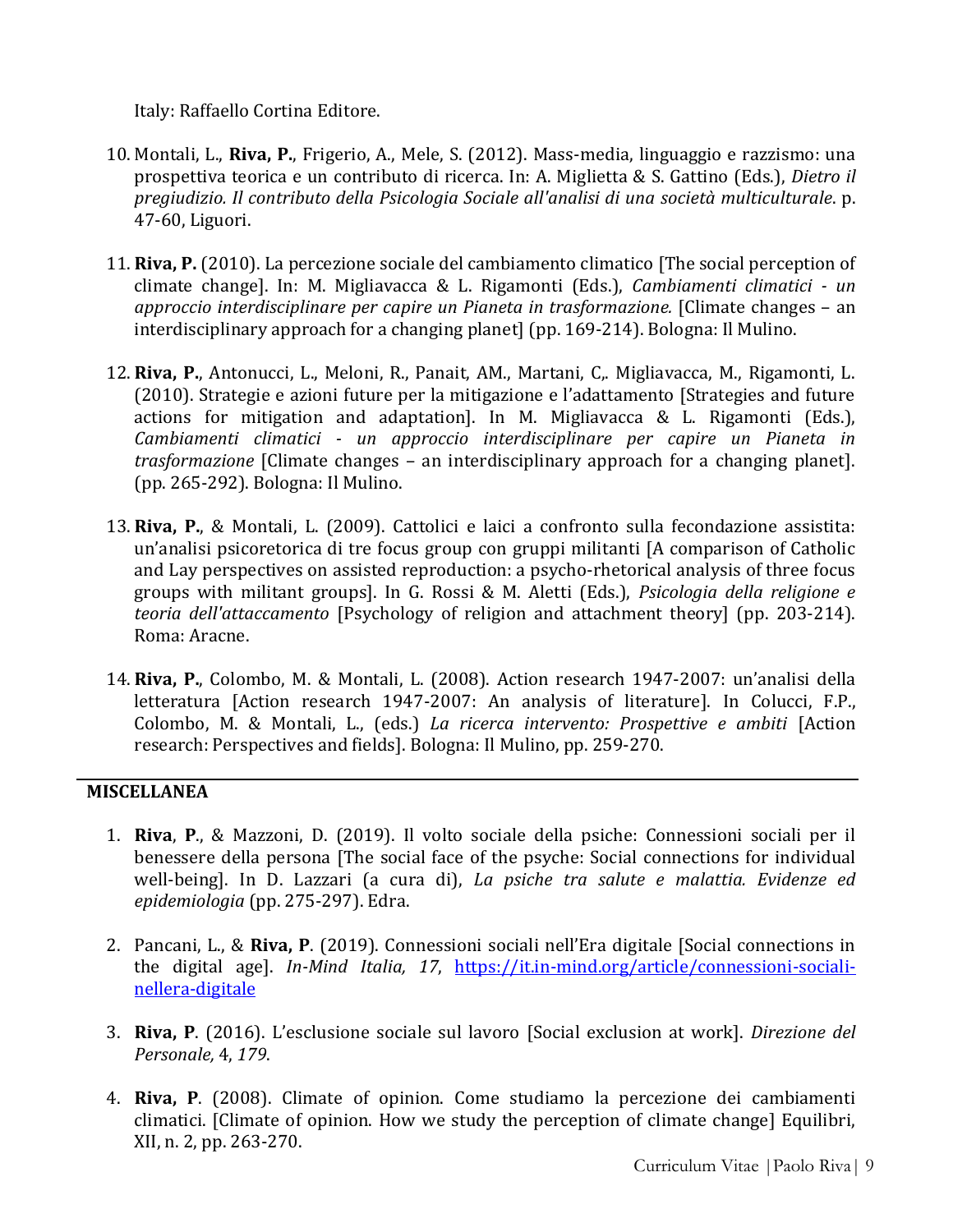Italy: Raffaello Cortina Editore.

10. Montali, L., **Riva, P.**, Frigerio, A., Mele, S. (2012). Mass-media, linguaggio e razzismo: una prospettiva teorica e un contributo di ricerca. In: A. Miglietta & S. Gattino (Eds.), *Dietro il pregiudizio. Il contributo della Psicologia Sociale all'analisi di una società multiculturale*. p. 47-60, Liguori.

11. **Riva, P.** (2010). La percezione sociale del cambiamento climatico [The social perception of climate change]. In: M. Migliavacca & L. Rigamonti (Eds.), *Cambiamenti climatici - un approccio interdisciplinare per capire un Pianeta in trasformazione.* [Climate changes – an interdisciplinary approach for a changing planet] (pp. 169-214). Bologna: Il Mulino.

12. **Riva, P.**, Antonucci, L., Meloni, R., Panait, AM., Martani, C,. Migliavacca, M., Rigamonti, L. (2010). Strategie e azioni future per la mitigazione e l'adattamento [Strategies and future actions for mitigation and adaptation]. In M. Migliavacca & L. Rigamonti (Eds.), *Cambiamenti climatici - un approccio interdisciplinare per capire un Pianeta in trasformazione* [Climate changes – an interdisciplinary approach for a changing planet]. (pp. 265-292). Bologna: Il Mulino.

13. **Riva, P.**, & Montali, L. (2009). Cattolici e laici a confronto sulla fecondazione assistita: un'analisi psicoretorica di tre focus group con gruppi militanti [A comparison of Catholic and Lay perspectives on assisted reproduction: a psycho-rhetorical analysis of three focus groups with militant groups]. In G. Rossi & M. Aletti (Eds.), *Psicologia della religione e teoria dell'attaccamento* [Psychology of religion and attachment theory] (pp. 203-214). Roma: Aracne.

14. **Riva, P.**, Colombo, M. & Montali, L. (2008). Action research 1947-2007: un'analisi della letteratura [Action research 1947-2007: An analysis of literature]. In Colucci, F.P., Colombo, M. & Montali, L., (eds.) *La ricerca intervento: Prospettive e ambiti* [Action research: Perspectives and fields]. Bologna: Il Mulino, pp. 259-270.

## MISCELLANEA

1. **Riva**, **P.**, & Mazzoni, D. (2019). Il volto sociale della psiche: Connessioni sociali per il benessere della persona [The social face of the psyche: Social connections for individual well-being]. In D. Lazzari (a cura di), *La psiche tra salute e malattia. Evidenze ed epidemiologia* (pp. 275-297). Edra.

2. Pancani, L., & **Riva, P**. (2019). Connessioni sociali nell'Era digitale [Social connections in the digital age]. *In-Mind Italia, 17*, [https://it.in-mind.org/article/connessioni-sociali-nellera-digitale](https://it.in-mind.org/article/connessioni-sociali-nellera-digitale)

3. **Riva, P**. (2016). L'esclusione sociale sul lavoro [Social exclusion at work]. *Direzione del Personale,* 4, *179*.

4. **Riva, P**. (2008). Climate of opinion. Come studiamo la percezione dei cambiamenti climatici. [Climate of opinion. How we study the perception of climate change] Equilibri, XII, n. 2, pp. 263-270.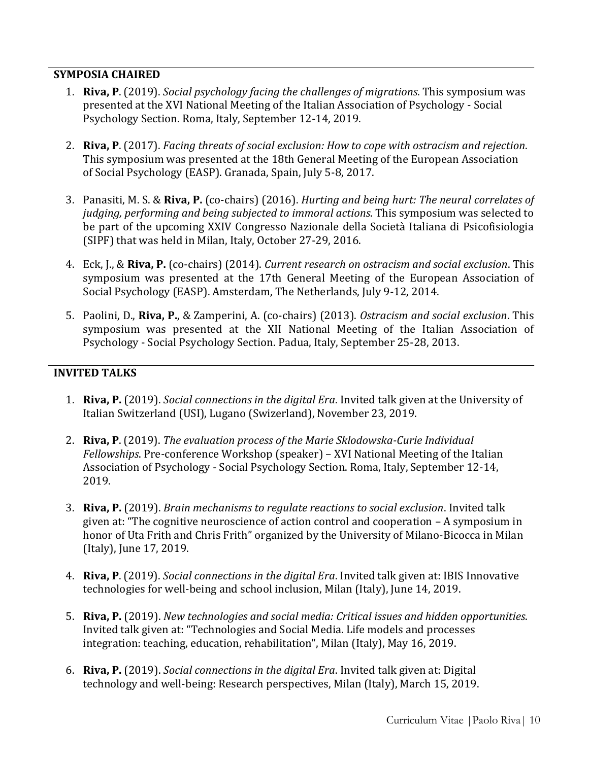## SYMPOSIA CHAIRED

1. **Riva, P**. (2019). *Social psychology facing the challenges of migrations*. This symposium was presented at the XVI National Meeting of the Italian Association of Psychology - Social Psychology Section. Roma, Italy, September 12-14, 2019.

2. **Riva, P**. (2017). *Facing threats of social exclusion: How to cope with ostracism and rejection*. This symposium was presented at the 18th General Meeting of the European Association of Social Psychology (EASP). Granada, Spain, July 5-8, 2017.

3. Panasiti, M. S. & **Riva, P.** (co-chairs) (2016). *Hurting and being hurt: The neural correlates of judging, performing and being subjected to immoral actions*. This symposium was selected to be part of the upcoming XXIV Congresso Nazionale della Società Italiana di Psicofisiologia (SIPF) that was held in Milan, Italy, October 27-29, 2016.

4. Eck, J., & **Riva, P.** (co-chairs) (2014). *Current research on ostracism and social exclusion*. This symposium was presented at the 17th General Meeting of the European Association of Social Psychology (EASP). Amsterdam, The Netherlands, July 9-12, 2014.

5. Paolini, D., **Riva, P.**, & Zamperini, A. (co-chairs) (2013). *Ostracism and social exclusion*. This symposium was presented at the XII National Meeting of the Italian Association of Psychology - Social Psychology Section. Padua, Italy, September 25-28, 2013.

## INVITED TALKS

1. **Riva, P.** (2019). *Social connections in the digital Era*. Invited talk given at the University of Italian Switzerland (USI), Lugano (Swizerland), November 23, 2019.

2. **Riva, P**. (2019). *The evaluation process of the Marie Sklodowska-Curie Individual Fellowships*. Pre-conference Workshop (speaker) – XVI National Meeting of the Italian Association of Psychology - Social Psychology Section. Roma, Italy, September 12-14, 2019.

3. **Riva, P.** (2019). *Brain mechanisms to regulate reactions to social exclusion*. Invited talk given at: "The cognitive neuroscience of action control and cooperation – A symposium in honor of Uta Frith and Chris Frith" organized by the University of Milano-Bicocca in Milan (Italy), June 17, 2019.

4. **Riva, P**. (2019). *Social connections in the digital Era*. Invited talk given at: IBIS Innovative technologies for well-being and school inclusion, Milan (Italy), June 14, 2019.

5. **Riva, P.** (2019). *New technologies and social media: Critical issues and hidden opportunities*. Invited talk given at: "Technologies and Social Media. Life models and processes integration: teaching, education, rehabilitation", Milan (Italy), May 16, 2019.

6. **Riva, P.** (2019). *Social connections in the digital Era*. Invited talk given at: Digital technology and well-being: Research perspectives, Milan (Italy), March 15, 2019.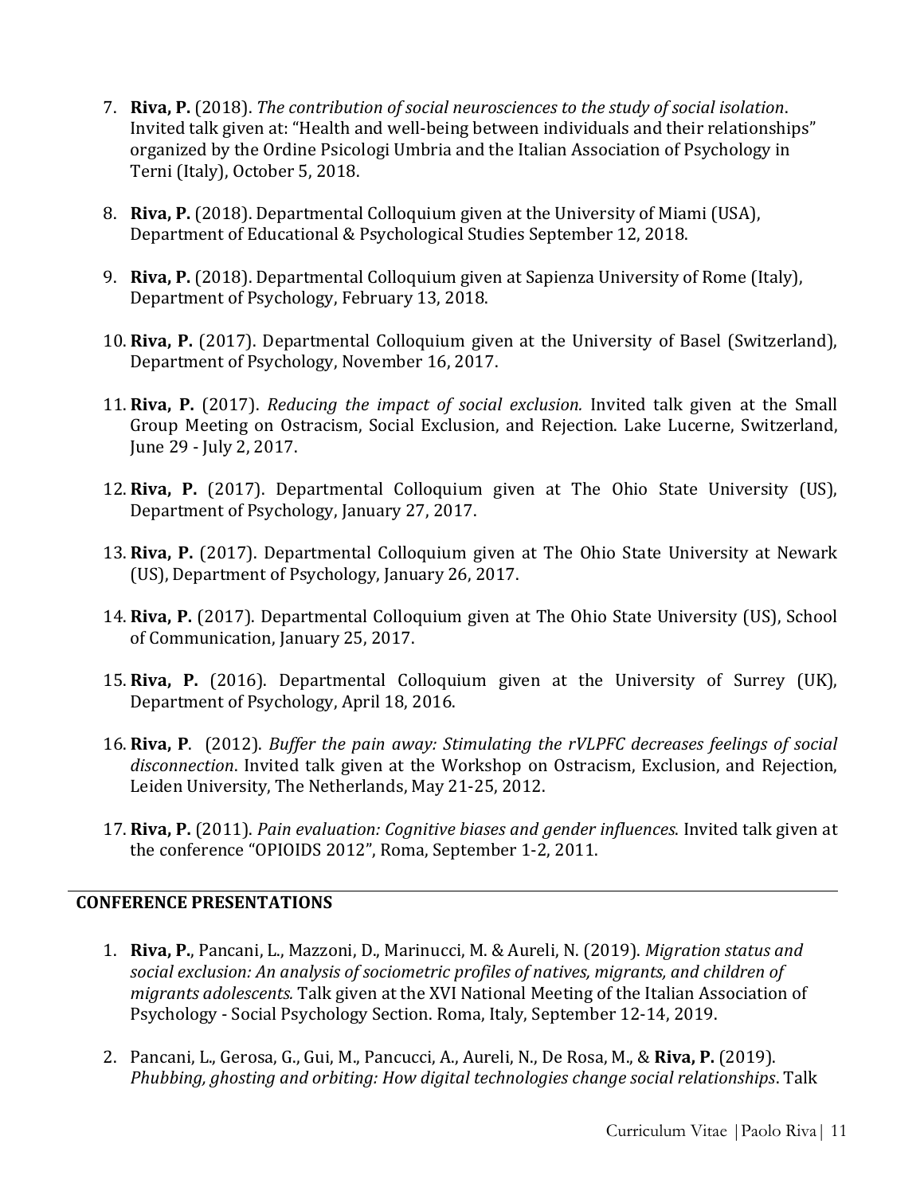7. **Riva, P.** (2018). *The contribution of social neurosciences to the study of social isolation*. Invited talk given at: "Health and well-being between individuals and their relationships" organized by the Ordine Psicologi Umbria and the Italian Association of Psychology in Terni (Italy), October 5, 2018.

8. **Riva, P.** (2018). Departmental Colloquium given at the University of Miami (USA), Department of Educational & Psychological Studies September 12, 2018.

9. **Riva, P.** (2018). Departmental Colloquium given at Sapienza University of Rome (Italy), Department of Psychology, February 13, 2018.

10. **Riva, P.** (2017). Departmental Colloquium given at the University of Basel (Switzerland), Department of Psychology, November 16, 2017.

11. **Riva, P.** (2017). *Reducing the impact of social exclusion.* Invited talk given at the Small Group Meeting on Ostracism, Social Exclusion, and Rejection. Lake Lucerne, Switzerland, June 29 - July 2, 2017.

12. **Riva, P.** (2017). Departmental Colloquium given at The Ohio State University (US), Department of Psychology, January 27, 2017.

13. **Riva, P.** (2017). Departmental Colloquium given at The Ohio State University at Newark (US), Department of Psychology, January 26, 2017.

14. **Riva, P.** (2017). Departmental Colloquium given at The Ohio State University (US), School of Communication, January 25, 2017.

15. **Riva, P.** (2016). Departmental Colloquium given at the University of Surrey (UK), Department of Psychology, April 18, 2016.

16. **Riva, P**. (2012). *Buffer the pain away: Stimulating the rVLPFC decreases feelings of social disconnection*. Invited talk given at the Workshop on Ostracism, Exclusion, and Rejection, Leiden University, The Netherlands, May 21-25, 2012.

17. **Riva, P.** (2011). *Pain evaluation: Cognitive biases and gender influences*. Invited talk given at the conference "OPIOIDS 2012", Roma, September 1-2, 2011.

## CONFERENCE PRESENTATIONS

1. **Riva, P.**, Pancani, L., Mazzoni, D., Marinucci, M. & Aureli, N. (2019). *Migration status and social exclusion: An analysis of sociometric profiles of natives, migrants, and children of migrants adolescents.* Talk given at the XVI National Meeting of the Italian Association of Psychology - Social Psychology Section. Roma, Italy, September 12-14, 2019.

2. Pancani, L., Gerosa, G., Gui, M., Pancucci, A., Aureli, N., De Rosa, M., & **Riva, P.** (2019). *Phubbing, ghosting and orbiting: How digital technologies change social relationships*. Talk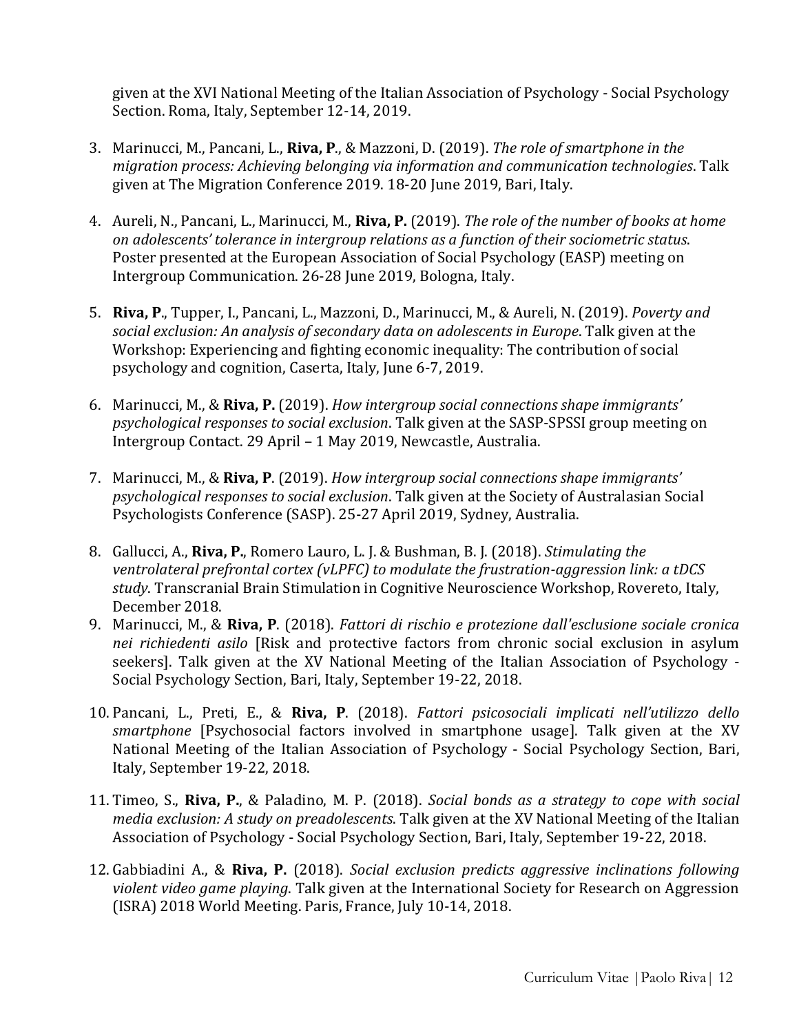given at the XVI National Meeting of the Italian Association of Psychology - Social Psychology Section. Roma, Italy, September 12-14, 2019.

3. Marinucci, M., Pancani, L., **Riva, P**., & Mazzoni, D. (2019). *The role of smartphone in the migration process: Achieving belonging via information and communication technologies*. Talk given at The Migration Conference 2019. 18-20 June 2019, Bari, Italy.

4. Aureli, N., Pancani, L., Marinucci, M., **Riva, P.** (2019). *The role of the number of books at home on adolescents' tolerance in intergroup relations as a function of their sociometric status*. Poster presented at the European Association of Social Psychology (EASP) meeting on Intergroup Communication. 26-28 June 2019, Bologna, Italy.

5. **Riva, P**., Tupper, I., Pancani, L., Mazzoni, D., Marinucci, M., & Aureli, N. (2019). *Poverty and social exclusion: An analysis of secondary data on adolescents in Europe*. Talk given at the Workshop: Experiencing and fighting economic inequality: The contribution of social psychology and cognition, Caserta, Italy, June 6-7, 2019.

6. Marinucci, M., & **Riva, P.** (2019). *How intergroup social connections shape immigrants' psychological responses to social exclusion*. Talk given at the SASP-SPSSI group meeting on Intergroup Contact. 29 April – 1 May 2019, Newcastle, Australia.

7. Marinucci, M., & **Riva, P**. (2019). *How intergroup social connections shape immigrants' psychological responses to social exclusion*. Talk given at the Society of Australasian Social Psychologists Conference (SASP). 25-27 April 2019, Sydney, Australia.

8. Gallucci, A., **Riva, P.**, Romero Lauro, L. J. & Bushman, B. J. (2018). *Stimulating the ventrolateral prefrontal cortex (vLPFC) to modulate the frustration-aggression link: a tDCS study*. Transcranial Brain Stimulation in Cognitive Neuroscience Workshop, Rovereto, Italy, December 2018.

9. Marinucci, M., & **Riva, P**. (2018). *Fattori di rischio e protezione dall'esclusione sociale cronica nei richiedenti asilo* [Risk and protective factors from chronic social exclusion in asylum seekers]. Talk given at the XV National Meeting of the Italian Association of Psychology - Social Psychology Section, Bari, Italy, September 19-22, 2018.

10. Pancani, L., Preti, E., & **Riva, P**. (2018). *Fattori psicosociali implicati nell'utilizzo dello smartphone* [Psychosocial factors involved in smartphone usage]. Talk given at the XV National Meeting of the Italian Association of Psychology - Social Psychology Section, Bari, Italy, September 19-22, 2018.

11. Timeo, S., **Riva, P.**, & Paladino, M. P. (2018). *Social bonds as a strategy to cope with social media exclusion: A study on preadolescents*. Talk given at the XV National Meeting of the Italian Association of Psychology - Social Psychology Section, Bari, Italy, September 19-22, 2018.

12. Gabbiadini A., & **Riva, P.** (2018). *Social exclusion predicts aggressive inclinations following violent video game playing*. Talk given at the International Society for Research on Aggression (ISRA) 2018 World Meeting. Paris, France, July 10-14, 2018.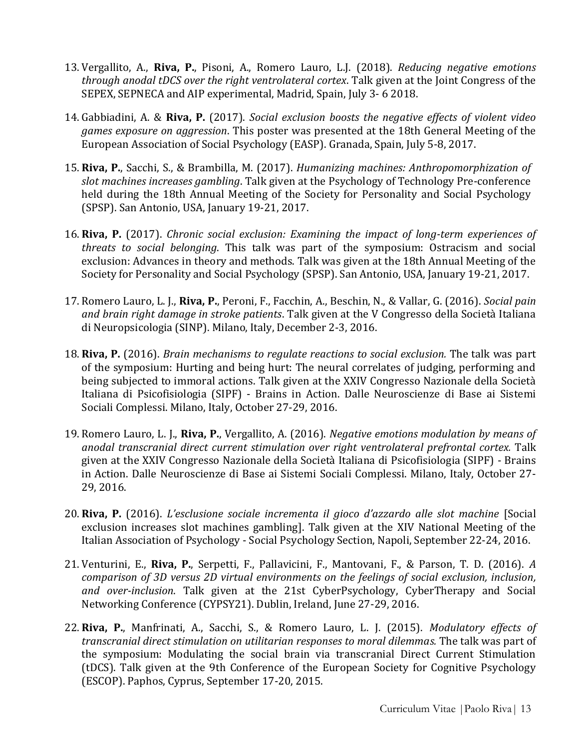13. Vergallito, A., **Riva, P.**, Pisoni, A., Romero Lauro, L.J. (2018). *Reducing negative emotions through anodal tDCS over the right ventrolateral cortex*. Talk given at the Joint Congress of the SEPEX, SEPNECA and AIP experimental, Madrid, Spain, July 3- 6 2018.

14. Gabbiadini, A. & **Riva, P.** (2017). *Social exclusion boosts the negative effects of violent video games exposure on aggression*. This poster was presented at the 18th General Meeting of the European Association of Social Psychology (EASP). Granada, Spain, July 5-8, 2017.

15. **Riva, P.**, Sacchi, S., & Brambilla, M. (2017). *Humanizing machines: Anthropomorphization of slot machines increases gambling*. Talk given at the Psychology of Technology Pre-conference held during the 18th Annual Meeting of the Society for Personality and Social Psychology (SPSP). San Antonio, USA, January 19-21, 2017.

16. **Riva, P.** (2017). *Chronic social exclusion: Examining the impact of long-term experiences of threats to social belonging*. This talk was part of the symposium: Ostracism and social exclusion: Advances in theory and methods. Talk was given at the 18th Annual Meeting of the Society for Personality and Social Psychology (SPSP). San Antonio, USA, January 19-21, 2017.

17. Romero Lauro, L. J., **Riva, P.**, Peroni, F., Facchin, A., Beschin, N., & Vallar, G. (2016). *Social pain and brain right damage in stroke patients*. Talk given at the V Congresso della Società Italiana di Neuropsicologia (SINP). Milano, Italy, December 2-3, 2016.

18. **Riva, P.** (2016). *Brain mechanisms to regulate reactions to social exclusion.* The talk was part of the symposium: Hurting and being hurt: The neural correlates of judging, performing and being subjected to immoral actions. Talk given at the XXIV Congresso Nazionale della Società Italiana di Psicofisiologia (SIPF) - Brains in Action. Dalle Neuroscienze di Base ai Sistemi Sociali Complessi. Milano, Italy, October 27-29, 2016.

19. Romero Lauro, L. J., **Riva, P.**, Vergallito, A. (2016). *Negative emotions modulation by means of anodal transcranial direct current stimulation over right ventrolateral prefrontal cortex.* Talk given at the XXIV Congresso Nazionale della Società Italiana di Psicofisiologia (SIPF) - Brains in Action. Dalle Neuroscienze di Base ai Sistemi Sociali Complessi. Milano, Italy, October 27-29, 2016.

20. **Riva, P.** (2016). *L'esclusione sociale incrementa il gioco d'azzardo alle slot machine* [Social exclusion increases slot machines gambling]. Talk given at the XIV National Meeting of the Italian Association of Psychology - Social Psychology Section, Napoli, September 22-24, 2016.

21. Venturini, E., **Riva, P.**, Serpetti, F., Pallavicini, F., Mantovani, F., & Parson, T. D. (2016). *A comparison of 3D versus 2D virtual environments on the feelings of social exclusion, inclusion, and over-inclusion*. Talk given at the 21st CyberPsychology, CyberTherapy and Social Networking Conference (CYPSY21). Dublin, Ireland, June 27-29, 2016.

22. **Riva, P.**, Manfrinati, A., Sacchi, S., & Romero Lauro, L. J. (2015). *Modulatory effects of transcranial direct stimulation on utilitarian responses to moral dilemmas.* The talk was part of the symposium: Modulating the social brain via transcranial Direct Current Stimulation (tDCS). Talk given at the 9th Conference of the European Society for Cognitive Psychology (ESCOP). Paphos, Cyprus, September 17-20, 2015.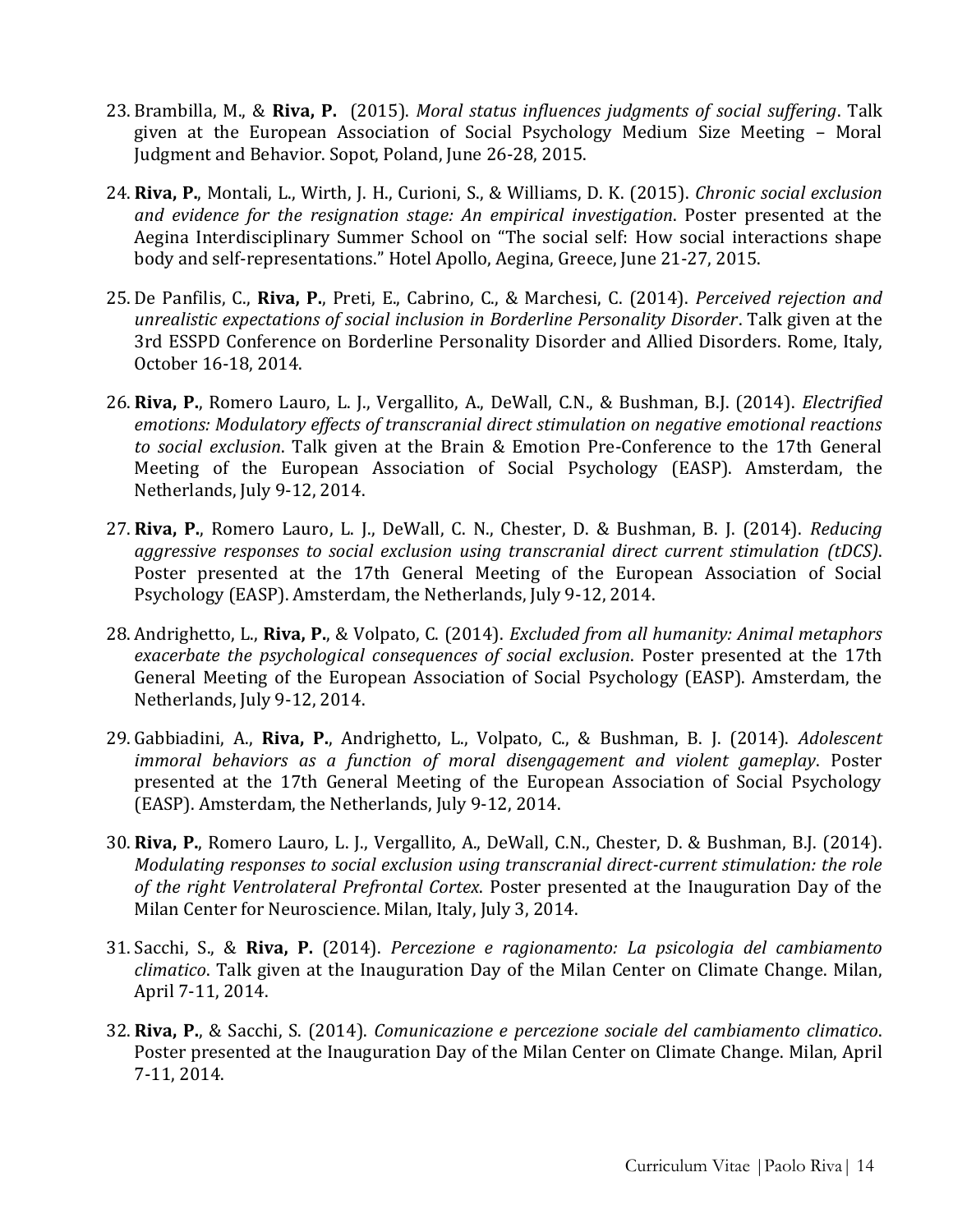23. Brambilla, M., & **Riva, P.** (2015). *Moral status influences judgments of social suffering*. Talk given at the European Association of Social Psychology Medium Size Meeting – Moral Judgment and Behavior. Sopot, Poland, June 26-28, 2015.

24. **Riva, P.**, Montali, L., Wirth, J. H., Curioni, S., & Williams, D. K. (2015). *Chronic social exclusion and evidence for the resignation stage: An empirical investigation*. Poster presented at the Aegina Interdisciplinary Summer School on "The social self: How social interactions shape body and self-representations." Hotel Apollo, Aegina, Greece, June 21-27, 2015.

25. De Panfilis, C., **Riva, P.**, Preti, E., Cabrino, C., & Marchesi, C. (2014). *Perceived rejection and unrealistic expectations of social inclusion in Borderline Personality Disorder*. Talk given at the 3rd ESSPD Conference on Borderline Personality Disorder and Allied Disorders. Rome, Italy, October 16-18, 2014.

26. **Riva, P.**, Romero Lauro, L. J., Vergallito, A., DeWall, C.N., & Bushman, B.J. (2014). *Electrified emotions: Modulatory effects of transcranial direct stimulation on negative emotional reactions to social exclusion*. Talk given at the Brain & Emotion Pre-Conference to the 17th General Meeting of the European Association of Social Psychology (EASP). Amsterdam, the Netherlands, July 9-12, 2014.

27. **Riva, P.**, Romero Lauro, L. J., DeWall, C. N., Chester, D. & Bushman, B. J. (2014). *Reducing aggressive responses to social exclusion using transcranial direct current stimulation (tDCS)*. Poster presented at the 17th General Meeting of the European Association of Social Psychology (EASP). Amsterdam, the Netherlands, July 9-12, 2014.

28. Andrighetto, L., **Riva, P.**, & Volpato, C. (2014). *Excluded from all humanity: Animal metaphors exacerbate the psychological consequences of social exclusion*. Poster presented at the 17th General Meeting of the European Association of Social Psychology (EASP). Amsterdam, the Netherlands, July 9-12, 2014.

29. Gabbiadini, A., **Riva, P.**, Andrighetto, L., Volpato, C., & Bushman, B. J. (2014). *Adolescent immoral behaviors as a function of moral disengagement and violent gameplay*. Poster presented at the 17th General Meeting of the European Association of Social Psychology (EASP). Amsterdam, the Netherlands, July 9-12, 2014.

30. **Riva, P.**, Romero Lauro, L. J., Vergallito, A., DeWall, C.N., Chester, D. & Bushman, B.J. (2014). *Modulating responses to social exclusion using transcranial direct-current stimulation: the role of the right Ventrolateral Prefrontal Cortex*. Poster presented at the Inauguration Day of the Milan Center for Neuroscience. Milan, Italy, July 3, 2014.

31. Sacchi, S., & **Riva, P.** (2014). *Percezione e ragionamento: La psicologia del cambiamento climatico*. Talk given at the Inauguration Day of the Milan Center on Climate Change. Milan, April 7-11, 2014.

32. **Riva, P.**, & Sacchi, S. (2014). *Comunicazione e percezione sociale del cambiamento climatico*. Poster presented at the Inauguration Day of the Milan Center on Climate Change. Milan, April 7-11, 2014.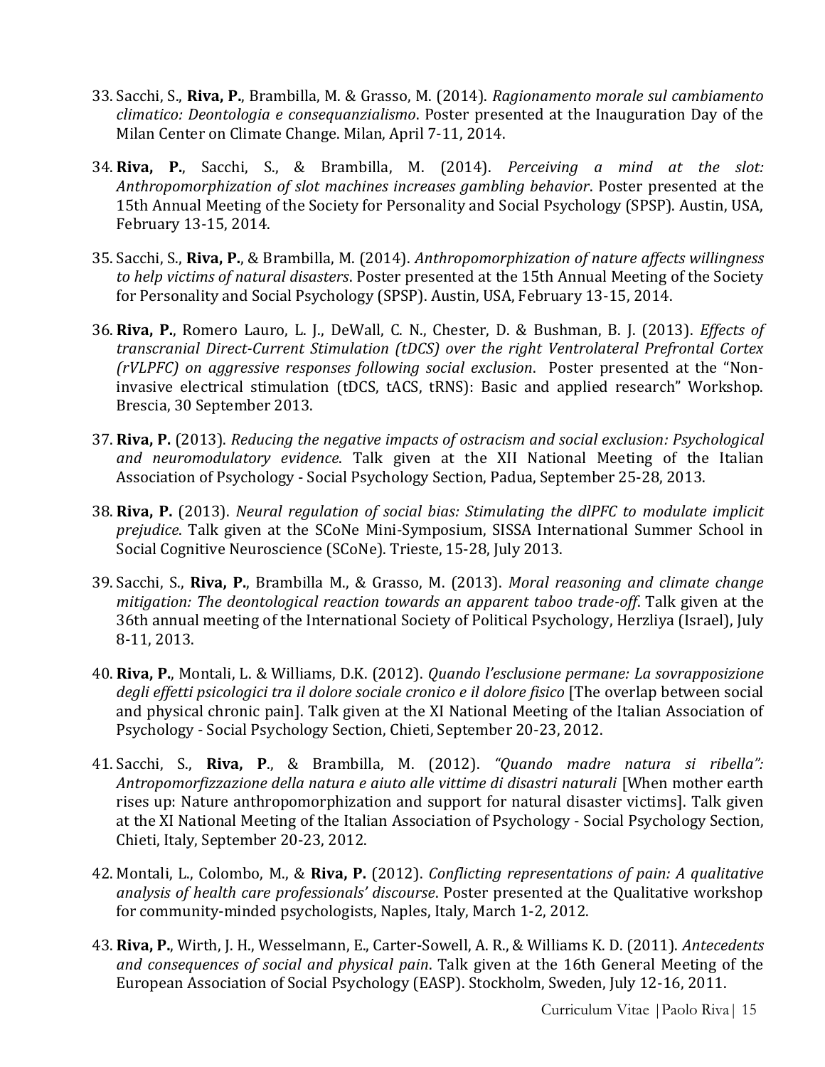33. Sacchi, S., **Riva, P.**, Brambilla, M. & Grasso, M. (2014). *Ragionamento morale sul cambiamento climatico: Deontologia e consequanzialismo*. Poster presented at the Inauguration Day of the Milan Center on Climate Change. Milan, April 7-11, 2014.

34. **Riva, P.**, Sacchi, S., & Brambilla, M. (2014). *Perceiving a mind at the slot: Anthropomorphization of slot machines increases gambling behavior*. Poster presented at the 15th Annual Meeting of the Society for Personality and Social Psychology (SPSP). Austin, USA, February 13-15, 2014.

35. Sacchi, S., **Riva, P.**, & Brambilla, M. (2014). *Anthropomorphization of nature affects willingness to help victims of natural disasters*. Poster presented at the 15th Annual Meeting of the Society for Personality and Social Psychology (SPSP). Austin, USA, February 13-15, 2014.

36. **Riva, P.**, Romero Lauro, L. J., DeWall, C. N., Chester, D. & Bushman, B. J. (2013). *Effects of transcranial Direct-Current Stimulation (tDCS) over the right Ventrolateral Prefrontal Cortex (rVLPFC) on aggressive responses following social exclusion*. Poster presented at the "Non-invasive electrical stimulation (tDCS, tACS, tRNS): Basic and applied research" Workshop. Brescia, 30 September 2013.

37. **Riva, P.** (2013). *Reducing the negative impacts of ostracism and social exclusion: Psychological and neuromodulatory evidence*. Talk given at the XII National Meeting of the Italian Association of Psychology - Social Psychology Section, Padua, September 25-28, 2013.

38. **Riva, P.** (2013). *Neural regulation of social bias: Stimulating the dlPFC to modulate implicit prejudice*. Talk given at the SCoNe Mini-Symposium, SISSA International Summer School in Social Cognitive Neuroscience (SCoNe). Trieste, 15-28, July 2013.

39. Sacchi, S., **Riva, P.**, Brambilla M., & Grasso, M. (2013). *Moral reasoning and climate change mitigation: The deontological reaction towards an apparent taboo trade-off*. Talk given at the 36th annual meeting of the International Society of Political Psychology, Herzliya (Israel), July 8-11, 2013.

40. **Riva, P.**, Montali, L. & Williams, D.K. (2012). *Quando l'esclusione permane: La sovrapposizione degli effetti psicologici tra il dolore sociale cronico e il dolore fisico* [The overlap between social and physical chronic pain]. Talk given at the XI National Meeting of the Italian Association of Psychology - Social Psychology Section, Chieti, September 20-23, 2012.

41. Sacchi, S., **Riva, P**., & Brambilla, M. (2012). *"Quando madre natura si ribella": Antropomorfizzazione della natura e aiuto alle vittime di disastri naturali* [When mother earth rises up: Nature anthropomorphization and support for natural disaster victims]. Talk given at the XI National Meeting of the Italian Association of Psychology - Social Psychology Section, Chieti, Italy, September 20-23, 2012.

42. Montali, L., Colombo, M., & **Riva, P.** (2012). *Conflicting representations of pain: A qualitative analysis of health care professionals' discourse*. Poster presented at the Qualitative workshop for community-minded psychologists, Naples, Italy, March 1-2, 2012.

43. **Riva, P.**, Wirth, J. H., Wesselmann, E., Carter-Sowell, A. R., & Williams K. D. (2011). *Antecedents and consequences of social and physical pain*. Talk given at the 16th General Meeting of the European Association of Social Psychology (EASP). Stockholm, Sweden, July 12-16, 2011.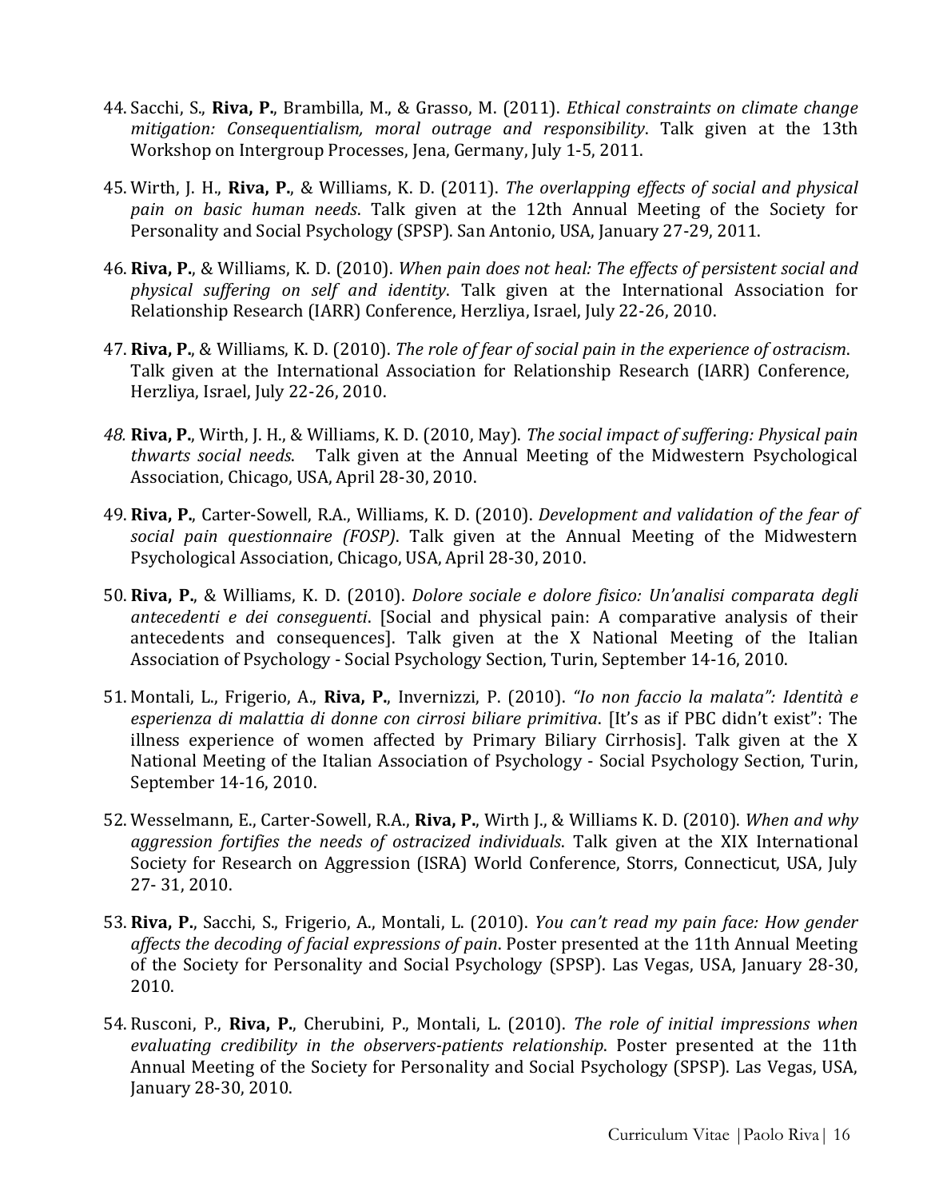44. Sacchi, S., **Riva, P.**, Brambilla, M., & Grasso, M. (2011). *Ethical constraints on climate change mitigation: Consequentialism, moral outrage and responsibility*. Talk given at the 13th Workshop on Intergroup Processes, Jena, Germany, July 1-5, 2011.

45. Wirth, J. H., **Riva, P.**, & Williams, K. D. (2011). *The overlapping effects of social and physical pain on basic human needs*. Talk given at the 12th Annual Meeting of the Society for Personality and Social Psychology (SPSP). San Antonio, USA, January 27-29, 2011.

46. **Riva, P.**, & Williams, K. D. (2010). *When pain does not heal: The effects of persistent social and physical suffering on self and identity*. Talk given at the International Association for Relationship Research (IARR) Conference, Herzliya, Israel, July 22-26, 2010.

47. **Riva, P.**, & Williams, K. D. (2010). *The role of fear of social pain in the experience of ostracism*. Talk given at the International Association for Relationship Research (IARR) Conference, Herzliya, Israel, July 22-26, 2010.

48. **Riva, P.**, Wirth, J. H., & Williams, K. D. (2010, May). *The social impact of suffering: Physical pain thwarts social needs*. Talk given at the Annual Meeting of the Midwestern Psychological Association, Chicago, USA, April 28-30, 2010.

49. **Riva, P.**, Carter-Sowell, R.A., Williams, K. D. (2010). *Development and validation of the fear of social pain questionnaire (FOSP)*. Talk given at the Annual Meeting of the Midwestern Psychological Association, Chicago, USA, April 28-30, 2010.

50. **Riva, P.**, & Williams, K. D. (2010). *Dolore sociale e dolore fisico: Un'analisi comparata degli antecedenti e dei conseguenti*. [Social and physical pain: A comparative analysis of their antecedents and consequences]. Talk given at the X National Meeting of the Italian Association of Psychology - Social Psychology Section, Turin, September 14-16, 2010.

51. Montali, L., Frigerio, A., **Riva, P.**, Invernizzi, P. (2010). *"Io non faccio la malata": Identità e esperienza di malattia di donne con cirrosi biliare primitiva*. [It's as if PBC didn't exist": The illness experience of women affected by Primary Biliary Cirrhosis]. Talk given at the X National Meeting of the Italian Association of Psychology - Social Psychology Section, Turin, September 14-16, 2010.

52. Wesselmann, E., Carter-Sowell, R.A., **Riva, P.**, Wirth J., & Williams K. D. (2010). *When and why aggression fortifies the needs of ostracized individuals*. Talk given at the XIX International Society for Research on Aggression (ISRA) World Conference, Storrs, Connecticut, USA, July 27- 31, 2010.

53. **Riva, P.**, Sacchi, S., Frigerio, A., Montali, L. (2010). *You can't read my pain face: How gender affects the decoding of facial expressions of pain*. Poster presented at the 11th Annual Meeting of the Society for Personality and Social Psychology (SPSP). Las Vegas, USA, January 28-30, 2010.

54. Rusconi, P., **Riva, P.**, Cherubini, P., Montali, L. (2010). *The role of initial impressions when evaluating credibility in the observers-patients relationship*. Poster presented at the 11th Annual Meeting of the Society for Personality and Social Psychology (SPSP). Las Vegas, USA, January 28-30, 2010.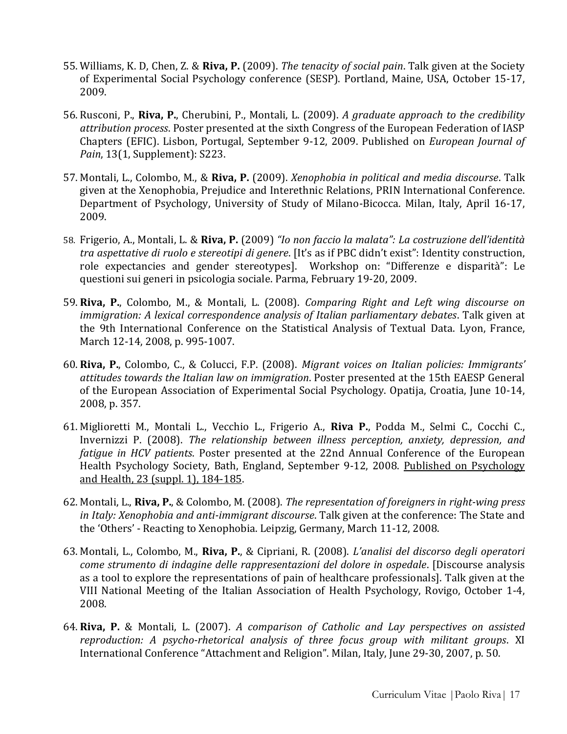55. Williams, K. D, Chen, Z. & **Riva, P.** (2009). *The tenacity of social pain*. Talk given at the Society of Experimental Social Psychology conference (SESP). Portland, Maine, USA, October 15-17, 2009.

56. Rusconi, P., **Riva, P.**, Cherubini, P., Montali, L. (2009). *A graduate approach to the credibility attribution process*. Poster presented at the sixth Congress of the European Federation of IASP Chapters (EFIC). Lisbon, Portugal, September 9-12, 2009. Published on *European Journal of Pain*, 13(1, Supplement): S223.

57. Montali, L., Colombo, M., & **Riva, P.** (2009). *Xenophobia in political and media discourse*. Talk given at the Xenophobia, Prejudice and Interethnic Relations, PRIN International Conference. Department of Psychology, University of Study of Milano-Bicocca. Milan, Italy, April 16-17, 2009.

58. Frigerio, A., Montali, L. & **Riva, P.** (2009) *"Io non faccio la malata": La costruzione dell'identità tra aspettative di ruolo e stereotipi di genere*. [It's as if PBC didn't exist": Identity construction, role expectancies and gender stereotypes]. Workshop on: "Differenze e disparità": Le questioni sui generi in psicologia sociale. Parma, February 19-20, 2009.

59. **Riva, P.**, Colombo, M., & Montali, L. (2008). *Comparing Right and Left wing discourse on immigration: A lexical correspondence analysis of Italian parliamentary debates*. Talk given at the 9th International Conference on the Statistical Analysis of Textual Data. Lyon, France, March 12-14, 2008, p. 995-1007.

60. **Riva, P.**, Colombo, C., & Colucci, F.P. (2008). *Migrant voices on Italian policies: Immigrants' attitudes towards the Italian law on immigration*. Poster presented at the 15th EAESP General of the European Association of Experimental Social Psychology. Opatija, Croatia, June 10-14, 2008, p. 357.

61. Miglioretti M., Montali L., Vecchio L., Frigerio A., **Riva P.**, Podda M., Selmi C., Cocchi C., Invernizzi P. (2008). *The relationship between illness perception, anxiety, depression, and fatigue in HCV patients*. Poster presented at the 22nd Annual Conference of the European Health Psychology Society, Bath, England, September 9-12, 2008. Published on Psychology and Health, 23 (suppl. 1), 184-185.

62. Montali, L., **Riva, P.**, & Colombo, M. (2008). *The representation of foreigners in right-wing press in Italy: Xenophobia and anti-immigrant discourse*. Talk given at the conference: The State and the 'Others' - Reacting to Xenophobia. Leipzig, Germany, March 11-12, 2008.

63. Montali, L., Colombo, M., **Riva, P.**, & Cipriani, R. (2008). *L'analisi del discorso degli operatori come strumento di indagine delle rappresentazioni del dolore in ospedale*. [Discourse analysis as a tool to explore the representations of pain of healthcare professionals]. Talk given at the VIII National Meeting of the Italian Association of Health Psychology, Rovigo, October 1-4, 2008.

64. **Riva, P.** & Montali, L. (2007). *A comparison of Catholic and Lay perspectives on assisted reproduction: A psycho-rhetorical analysis of three focus group with militant groups*. XI International Conference "Attachment and Religion". Milan, Italy, June 29-30, 2007, p. 50.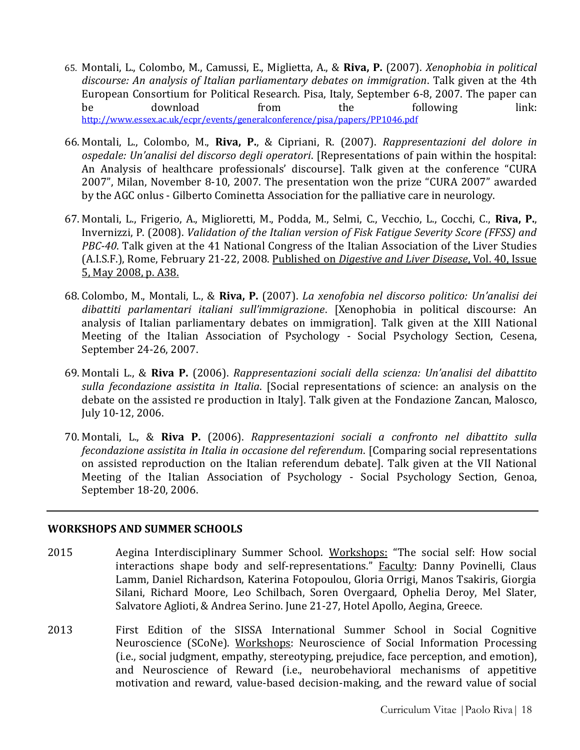65. Montali, L., Colombo, M., Camussi, E., Miglietta, A., & **Riva, P.** (2007). *Xenophobia in political discourse: An analysis of Italian parliamentary debates on immigration*. Talk given at the 4th European Consortium for Political Research. Pisa, Italy, September 6-8, 2007. The paper can be download from the following link: http://www.essex.ac.uk/ecpr/events/generalconference/pisa/papers/PP1046.pdf

66. Montali, L., Colombo, M., **Riva, P.**, & Cipriani, R. (2007). *Rappresentazioni del dolore in ospedale: Un'analisi del discorso degli operatori*. [Representations of pain within the hospital: An Analysis of healthcare professionals' discourse]. Talk given at the conference "CURA 2007", Milan, November 8-10, 2007. The presentation won the prize "CURA 2007" awarded by the AGC onlus - Gilberto Cominetta Association for the palliative care in neurology.

67. Montali, L., Frigerio, A., Miglioretti, M., Podda, M., Selmi, C., Vecchio, L., Cocchi, C., **Riva, P.**, Invernizzi, P. (2008). *Validation of the Italian version of Fisk Fatigue Severity Score (FFSS) and PBC-40*. Talk given at the 41 National Congress of the Italian Association of the Liver Studies (A.I.S.F.), Rome, February 21-22, 2008. Published on *Digestive and Liver Disease*, Vol. 40, Issue 5, May 2008, p. A38.

68. Colombo, M., Montali, L., & **Riva, P.** (2007). *La xenofobia nel discorso politico: Un'analisi dei dibattiti parlamentari italiani sull'immigrazione*. [Xenophobia in political discourse: An analysis of Italian parliamentary debates on immigration]. Talk given at the XIII National Meeting of the Italian Association of Psychology - Social Psychology Section, Cesena, September 24-26, 2007.

69. Montali L., & **Riva P.** (2006). *Rappresentazioni sociali della scienza: Un'analisi del dibattito sulla fecondazione assistita in Italia*. [Social representations of science: an analysis on the debate on the assisted re production in Italy]. Talk given at the Fondazione Zancan, Malosco, July 10-12, 2006.

70. Montali, L., & **Riva P.** (2006). *Rappresentazioni sociali a confronto nel dibattito sulla fecondazione assistita in Italia in occasione del referendum*. [Comparing social representations on assisted reproduction on the Italian referendum debate]. Talk given at the VII National Meeting of the Italian Association of Psychology - Social Psychology Section, Genoa, September 18-20, 2006.

---

## WORKSHOPS AND SUMMER SCHOOLS

2015 — Aegina Interdisciplinary Summer School. Workshops: "The social self: How social interactions shape body and self-representations." Faculty: Danny Povinelli, Claus Lamm, Daniel Richardson, Katerina Fotopoulou, Gloria Orrigi, Manos Tsakiris, Giorgia Silani, Richard Moore, Leo Schilbach, Soren Overgaard, Ophelia Deroy, Mel Slater, Salvatore Aglioti, & Andrea Serino. June 21-27, Hotel Apollo, Aegina, Greece.

2013 — First Edition of the SISSA International Summer School in Social Cognitive Neuroscience (SCoNe). Workshops: Neuroscience of Social Information Processing (i.e., social judgment, empathy, stereotyping, prejudice, face perception, and emotion), and Neuroscience of Reward (i.e., neurobehavioral mechanisms of appetitive motivation and reward, value-based decision-making, and the reward value of social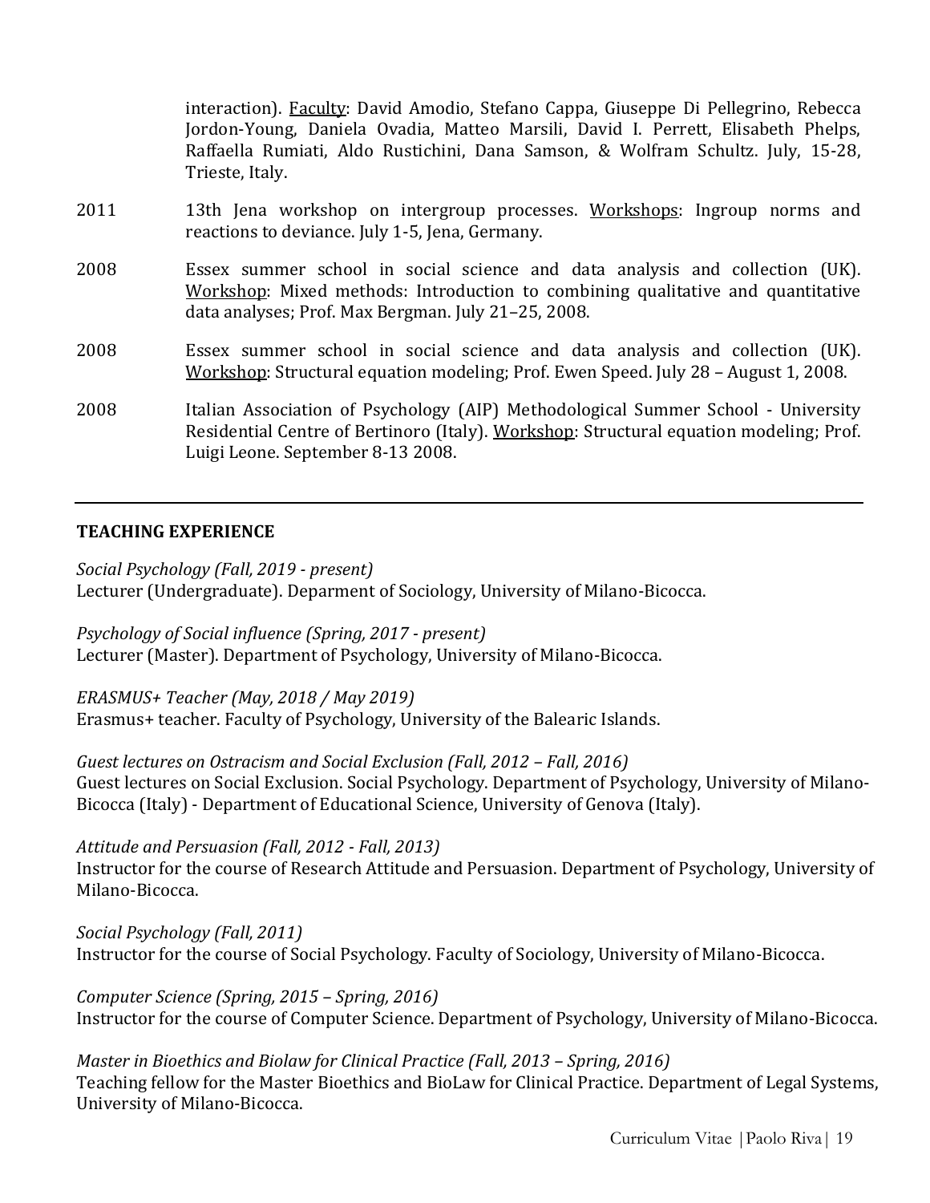interaction). Faculty: David Amodio, Stefano Cappa, Giuseppe Di Pellegrino, Rebecca Jordon-Young, Daniela Ovadia, Matteo Marsili, David I. Perrett, Elisabeth Phelps, Raffaella Rumiati, Aldo Rustichini, Dana Samson, & Wolfram Schultz. July, 15-28, Trieste, Italy.

2011 13th Jena workshop on intergroup processes. Workshops: Ingroup norms and reactions to deviance. July 1-5, Jena, Germany.

2008 Essex summer school in social science and data analysis and collection (UK). Workshop: Mixed methods: Introduction to combining qualitative and quantitative data analyses; Prof. Max Bergman. July 21–25, 2008.

2008 Essex summer school in social science and data analysis and collection (UK). Workshop: Structural equation modeling; Prof. Ewen Speed. July 28 – August 1, 2008.

2008 Italian Association of Psychology (AIP) Methodological Summer School - University Residential Centre of Bertinoro (Italy). Workshop: Structural equation modeling; Prof. Luigi Leone. September 8-13 2008.

---

## TEACHING EXPERIENCE

*Social Psychology (Fall, 2019 - present)*
Lecturer (Undergraduate). Deparment of Sociology, University of Milano-Bicocca.

*Psychology of Social influence (Spring, 2017 - present)*
Lecturer (Master). Department of Psychology, University of Milano-Bicocca.

*ERASMUS+ Teacher (May, 2018 / May 2019)*
Erasmus+ teacher. Faculty of Psychology, University of the Balearic Islands.

*Guest lectures on Ostracism and Social Exclusion (Fall, 2012 – Fall, 2016)*
Guest lectures on Social Exclusion. Social Psychology. Department of Psychology, University of Milano-Bicocca (Italy) - Department of Educational Science, University of Genova (Italy).

*Attitude and Persuasion (Fall, 2012 - Fall, 2013)*
Instructor for the course of Research Attitude and Persuasion. Department of Psychology, University of Milano-Bicocca.

*Social Psychology (Fall, 2011)*
Instructor for the course of Social Psychology. Faculty of Sociology, University of Milano-Bicocca.

*Computer Science (Spring, 2015 – Spring, 2016)*
Instructor for the course of Computer Science. Department of Psychology, University of Milano-Bicocca.

*Master in Bioethics and Biolaw for Clinical Practice (Fall, 2013 – Spring, 2016)*
Teaching fellow for the Master Bioethics and BioLaw for Clinical Practice. Department of Legal Systems, University of Milano-Bicocca.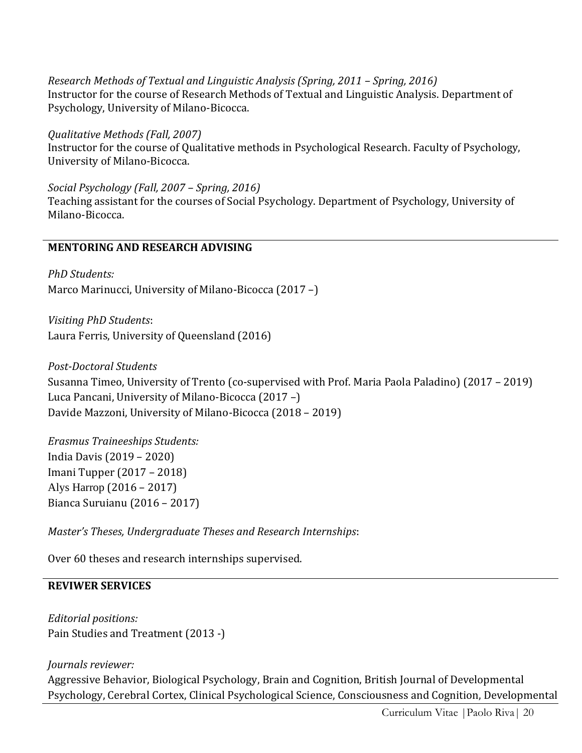*Research Methods of Textual and Linguistic Analysis (Spring, 2011 – Spring, 2016)*
Instructor for the course of Research Methods of Textual and Linguistic Analysis. Department of Psychology, University of Milano-Bicocca.

*Qualitative Methods (Fall, 2007)*
Instructor for the course of Qualitative methods in Psychological Research. Faculty of Psychology, University of Milano-Bicocca.

*Social Psychology (Fall, 2007 – Spring, 2016)*
Teaching assistant for the courses of Social Psychology. Department of Psychology, University of Milano-Bicocca.

## MENTORING AND RESEARCH ADVISING

*PhD Students:*
Marco Marinucci, University of Milano-Bicocca (2017 –)

*Visiting PhD Students*:
Laura Ferris, University of Queensland (2016)

*Post-Doctoral Students*
Susanna Timeo, University of Trento (co-supervised with Prof. Maria Paola Paladino) (2017 – 2019)
Luca Pancani, University of Milano-Bicocca (2017 –)
Davide Mazzoni, University of Milano-Bicocca (2018 – 2019)

*Erasmus Traineeships Students:*
India Davis (2019 – 2020)
Imani Tupper (2017 – 2018)
Alys Harrop (2016 – 2017)
Bianca Suruianu (2016 – 2017)

*Master's Theses, Undergraduate Theses and Research Internships*:

Over 60 theses and research internships supervised.

## REVIWER SERVICES

*Editorial positions:*
Pain Studies and Treatment (2013 -)

*Journals reviewer:*
Aggressive Behavior, Biological Psychology, Brain and Cognition, British Journal of Developmental Psychology, Cerebral Cortex, Clinical Psychological Science, Consciousness and Cognition, Developmental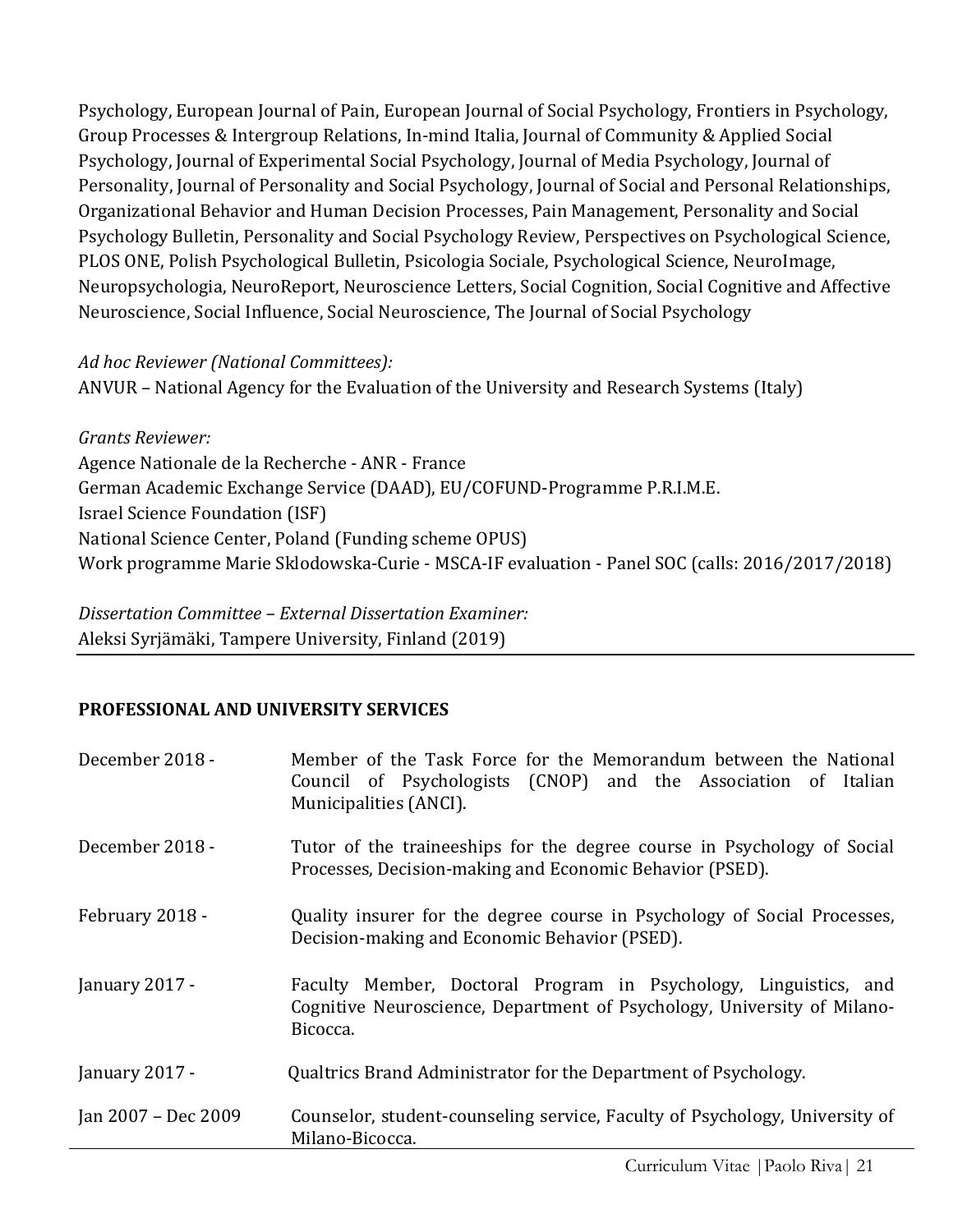Psychology, European Journal of Pain, European Journal of Social Psychology, Frontiers in Psychology, Group Processes & Intergroup Relations, In-mind Italia, Journal of Community & Applied Social Psychology, Journal of Experimental Social Psychology, Journal of Media Psychology, Journal of Personality, Journal of Personality and Social Psychology, Journal of Social and Personal Relationships, Organizational Behavior and Human Decision Processes, Pain Management, Personality and Social Psychology Bulletin, Personality and Social Psychology Review, Perspectives on Psychological Science, PLOS ONE, Polish Psychological Bulletin, Psicologia Sociale, Psychological Science, NeuroImage, Neuropsychologia, NeuroReport, Neuroscience Letters, Social Cognition, Social Cognitive and Affective Neuroscience, Social Influence, Social Neuroscience, The Journal of Social Psychology

*Ad hoc Reviewer (National Committees):*
ANVUR – National Agency for the Evaluation of the University and Research Systems (Italy)

*Grants Reviewer:*
Agence Nationale de la Recherche - ANR - France
German Academic Exchange Service (DAAD), EU/COFUND-Programme P.R.I.M.E.
Israel Science Foundation (ISF)
National Science Center, Poland (Funding scheme OPUS)
Work programme Marie Sklodowska-Curie - MSCA-IF evaluation - Panel SOC (calls: 2016/2017/2018)

*Dissertation Committee – External Dissertation Examiner:*
Aleksi Syrjämäki, Tampere University, Finland (2019)

## PROFESSIONAL AND UNIVERSITY SERVICES

| | |
|---|---|
| December 2018 - | Member of the Task Force for the Memorandum between the National Council of Psychologists (CNOP) and the Association of Italian Municipalities (ANCI). |
| December 2018 - | Tutor of the traineeships for the degree course in Psychology of Social Processes, Decision-making and Economic Behavior (PSED). |
| February 2018 - | Quality insurer for the degree course in Psychology of Social Processes, Decision-making and Economic Behavior (PSED). |
| January 2017 - | Faculty Member, Doctoral Program in Psychology, Linguistics, and Cognitive Neuroscience, Department of Psychology, University of Milano-Bicocca. |
| January 2017 - | Qualtrics Brand Administrator for the Department of Psychology. |
| Jan 2007 – Dec 2009 | Counselor, student-counseling service, Faculty of Psychology, University of Milano-Bicocca. |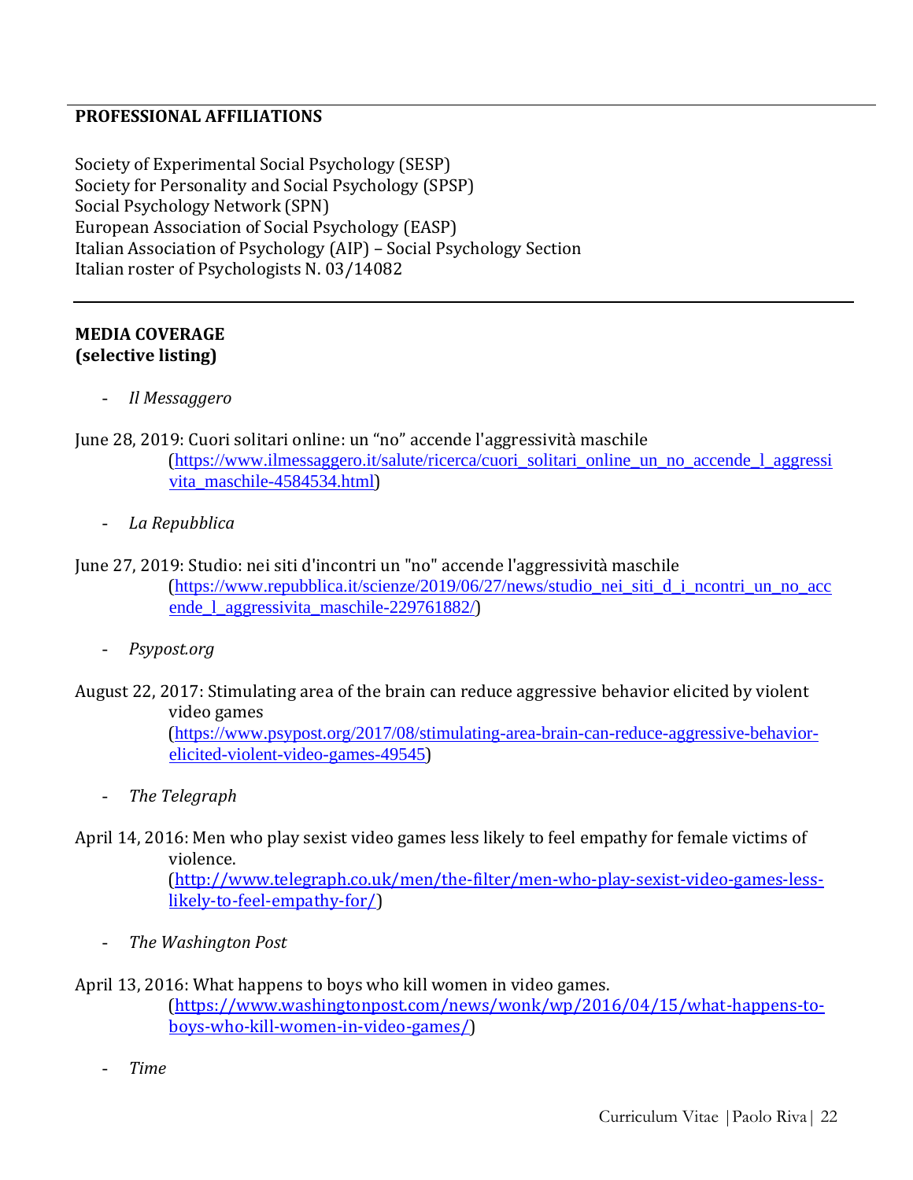## PROFESSIONAL AFFILIATIONS

Society of Experimental Social Psychology (SESP)
Society for Personality and Social Psychology (SPSP)
Social Psychology Network (SPN)
European Association of Social Psychology (EASP)
Italian Association of Psychology (AIP) – Social Psychology Section
Italian roster of Psychologists N. 03/14082

---

## MEDIA COVERAGE
## (selective listing)

- *Il Messaggero*

June 28, 2019: Cuori solitari online: un "no" accende l'aggressività maschile
(https://www.ilmessaggero.it/salute/ricerca/cuori_solitari_online_un_no_accende_l_aggressivita_maschile-4584534.html)

- *La Repubblica*

June 27, 2019: Studio: nei siti d'incontri un "no" accende l'aggressività maschile
(https://www.repubblica.it/scienze/2019/06/27/news/studio_nei_siti_d_i_ncontri_un_no_accende_l_aggressivita_maschile-229761882/)

- *Psypost.org*

August 22, 2017: Stimulating area of the brain can reduce aggressive behavior elicited by violent video games
(https://www.psypost.org/2017/08/stimulating-area-brain-can-reduce-aggressive-behavior-elicited-violent-video-games-49545)

- *The Telegraph*

April 14, 2016: Men who play sexist video games less likely to feel empathy for female victims of violence.
(http://www.telegraph.co.uk/men/the-filter/men-who-play-sexist-video-games-less-likely-to-feel-empathy-for/)

- *The Washington Post*

April 13, 2016: What happens to boys who kill women in video games.
(https://www.washingtonpost.com/news/wonk/wp/2016/04/15/what-happens-to-boys-who-kill-women-in-video-games/)

- *Time*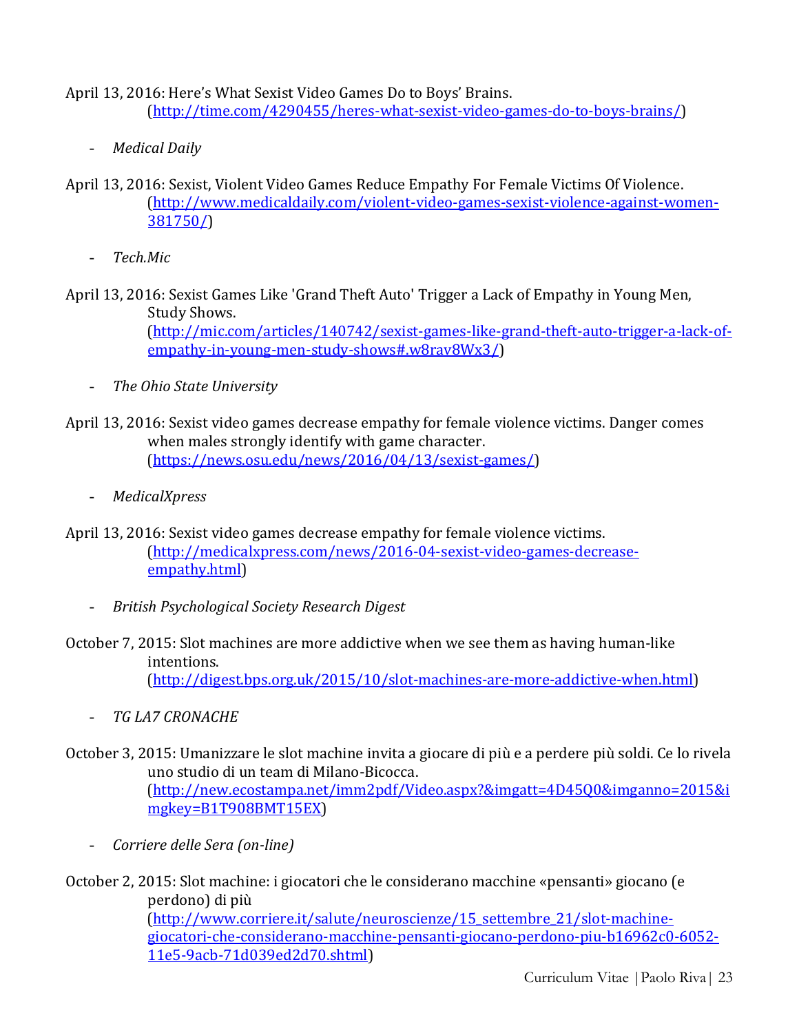April 13, 2016: Here's What Sexist Video Games Do to Boys' Brains.
(http://time.com/4290455/heres-what-sexist-video-games-do-to-boys-brains/)

- *Medical Daily*

April 13, 2016: Sexist, Violent Video Games Reduce Empathy For Female Victims Of Violence.
(http://www.medicaldaily.com/violent-video-games-sexist-violence-against-women-381750/)

- *Tech.Mic*

April 13, 2016: Sexist Games Like 'Grand Theft Auto' Trigger a Lack of Empathy in Young Men, Study Shows.
(http://mic.com/articles/140742/sexist-games-like-grand-theft-auto-trigger-a-lack-of-empathy-in-young-men-study-shows#.w8rav8Wx3/)

- *The Ohio State University*

April 13, 2016: Sexist video games decrease empathy for female violence victims. Danger comes when males strongly identify with game character.
(https://news.osu.edu/news/2016/04/13/sexist-games/)

- *MedicalXpress*

April 13, 2016: Sexist video games decrease empathy for female violence victims.
(http://medicalxpress.com/news/2016-04-sexist-video-games-decrease-empathy.html)

- *British Psychological Society Research Digest*

October 7, 2015: Slot machines are more addictive when we see them as having human-like intentions.
(http://digest.bps.org.uk/2015/10/slot-machines-are-more-addictive-when.html)

- *TG LA7 CRONACHE*

October 3, 2015: Umanizzare le slot machine invita a giocare di più e a perdere più soldi. Ce lo rivela uno studio di un team di Milano-Bicocca.
(http://new.ecostampa.net/imm2pdf/Video.aspx?&imgatt=4D45Q0&imganno=2015&imgkey=B1T908BMT15EX)

- *Corriere delle Sera (on-line)*

October 2, 2015: Slot machine: i giocatori che le considerano macchine «pensanti» giocano (e perdono) di più
(http://www.corriere.it/salute/neuroscienze/15_settembre_21/slot-machine-giocatori-che-considerano-macchine-pensanti-giocano-perdono-piu-b16962c0-6052-11e5-9acb-71d039ed2d70.shtml)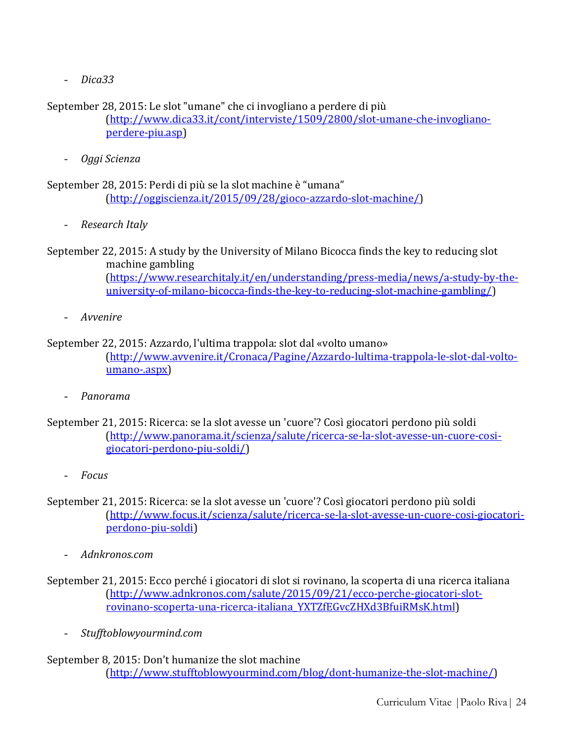- *Dica33*

September 28, 2015: Le slot "umane" che ci invogliano a perdere di più (http://www.dica33.it/cont/interviste/1509/2800/slot-umane-che-invogliano-perdere-piu.asp)

- *Oggi Scienza*

September 28, 2015: Perdi di più se la slot machine è "umana" (http://oggiscienza.it/2015/09/28/gioco-azzardo-slot-machine/)

- *Research Italy*

September 22, 2015: A study by the University of Milano Bicocca finds the key to reducing slot machine gambling (https://www.researchitaly.it/en/understanding/press-media/news/a-study-by-the-university-of-milano-bicocca-finds-the-key-to-reducing-slot-machine-gambling/)

- *Avvenire*

September 22, 2015: Azzardo, l'ultima trappola: slot dal «volto umano» (http://www.avvenire.it/Cronaca/Pagine/Azzardo-lultima-trappola-le-slot-dal-volto-umano-.aspx)

- *Panorama*

September 21, 2015: Ricerca: se la slot avesse un 'cuore'? Così giocatori perdono più soldi (http://www.panorama.it/scienza/salute/ricerca-se-la-slot-avesse-un-cuore-cosi-giocatori-perdono-piu-soldi/)

- *Focus*

September 21, 2015: Ricerca: se la slot avesse un 'cuore'? Così giocatori perdono più soldi (http://www.focus.it/scienza/salute/ricerca-se-la-slot-avesse-un-cuore-cosi-giocatori-perdono-piu-soldi)

- *Adnkronos.com*

September 21, 2015: Ecco perché i giocatori di slot si rovinano, la scoperta di una ricerca italiana (http://www.adnkronos.com/salute/2015/09/21/ecco-perche-giocatori-slot-rovinano-scoperta-una-ricerca-italiana_YXTZfEGvcZHXd3BfuiRMsK.html)

- *Stufftoblowyourmind.com*

September 8, 2015: Don't humanize the slot machine (http://www.stufftoblowyourmind.com/blog/dont-humanize-the-slot-machine/)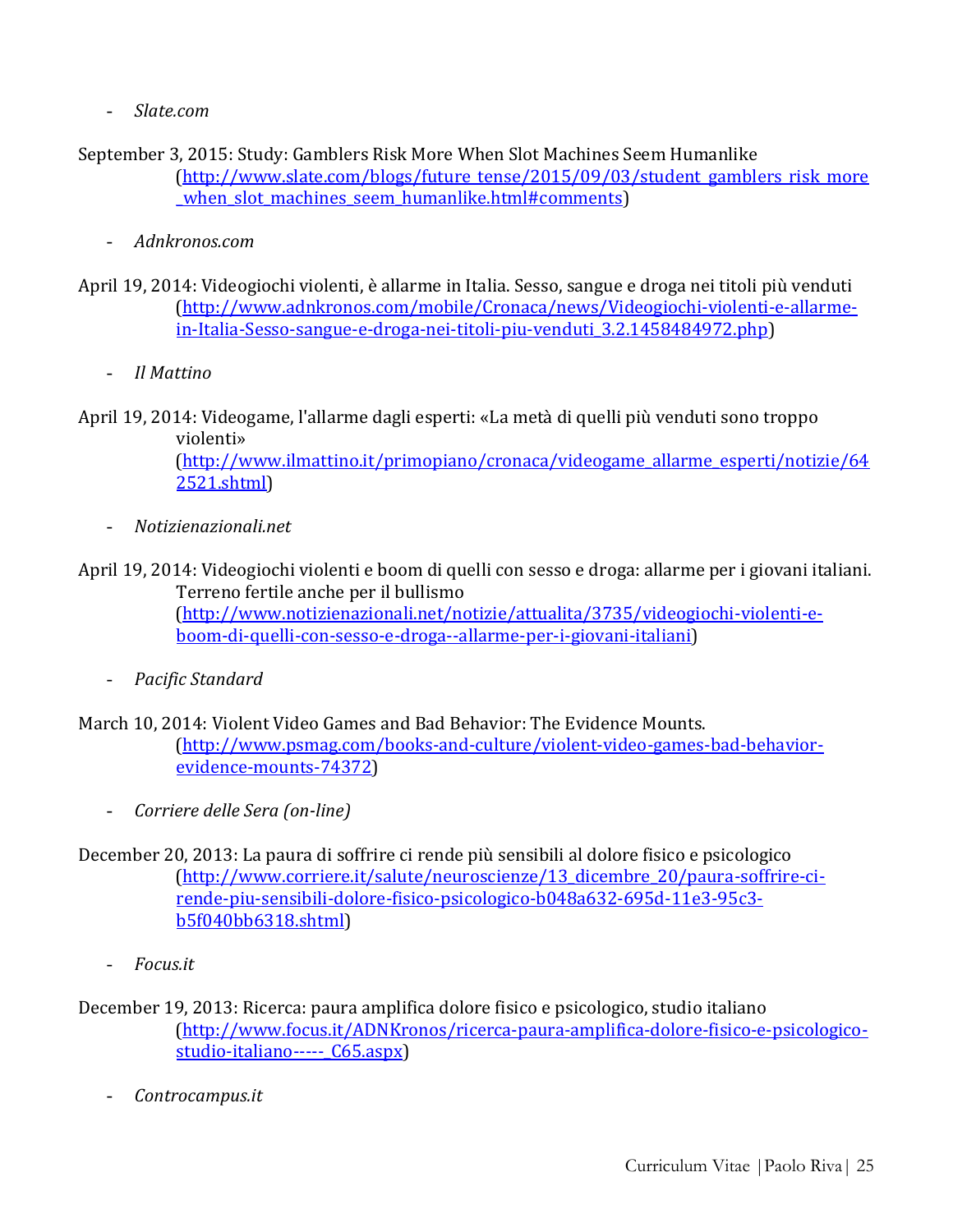- *Slate.com*

September 3, 2015: Study: Gamblers Risk More When Slot Machines Seem Humanlike (http://www.slate.com/blogs/future_tense/2015/09/03/student_gamblers_risk_more_when_slot_machines_seem_humanlike.html#comments)

- *Adnkronos.com*

April 19, 2014: Videogiochi violenti, è allarme in Italia. Sesso, sangue e droga nei titoli più venduti (http://www.adnkronos.com/mobile/Cronaca/news/Videogiochi-violenti-e-allarme-in-Italia-Sesso-sangue-e-droga-nei-titoli-piu-venduti_3.2.1458484972.php)

- *Il Mattino*

April 19, 2014: Videogame, l'allarme dagli esperti: «La metà di quelli più venduti sono troppo violenti» (http://www.ilmattino.it/primopiano/cronaca/videogame_allarme_esperti/notizie/642521.shtml)

- *Notizienazionali.net*

April 19, 2014: Videogiochi violenti e boom di quelli con sesso e droga: allarme per i giovani italiani. Terreno fertile anche per il bullismo (http://www.notizienazionali.net/notizie/attualita/3735/videogiochi-violenti-e-boom-di-quelli-con-sesso-e-droga--allarme-per-i-giovani-italiani)

- *Pacific Standard*

March 10, 2014: Violent Video Games and Bad Behavior: The Evidence Mounts. (http://www.psmag.com/books-and-culture/violent-video-games-bad-behavior-evidence-mounts-74372)

- *Corriere delle Sera (on-line)*

December 20, 2013: La paura di soffrire ci rende più sensibili al dolore fisico e psicologico (http://www.corriere.it/salute/neuroscienze/13_dicembre_20/paura-soffrire-ci-rende-piu-sensibili-dolore-fisico-psicologico-b048a632-695d-11e3-95c3-b5f040bb6318.shtml)

- *Focus.it*

December 19, 2013: Ricerca: paura amplifica dolore fisico e psicologico, studio italiano (http://www.focus.it/ADNKronos/ricerca-paura-amplifica-dolore-fisico-e-psicologico-studio-italiano-----_C65.aspx)

- *Controcampus.it*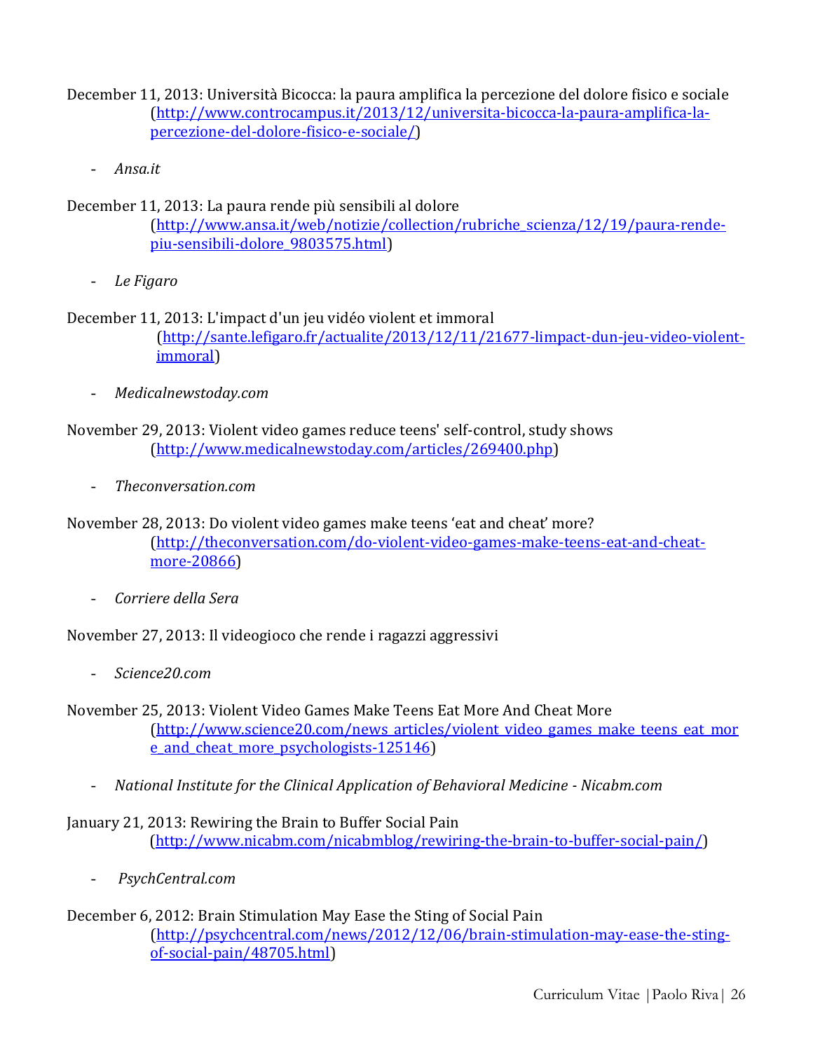December 11, 2013: Università Bicocca: la paura amplifica la percezione del dolore fisico e sociale (http://www.controcampus.it/2013/12/universita-bicocca-la-paura-amplifica-la-percezione-del-dolore-fisico-e-sociale/)

- *Ansa.it*

December 11, 2013: La paura rende più sensibili al dolore (http://www.ansa.it/web/notizie/collection/rubriche_scienza/12/19/paura-rende-piu-sensibili-dolore_9803575.html)

- *Le Figaro*

December 11, 2013: L'impact d'un jeu vidéo violent et immoral (http://sante.lefigaro.fr/actualite/2013/12/11/21677-limpact-dun-jeu-video-violent-immoral)

- *Medicalnewstoday.com*

November 29, 2013: Violent video games reduce teens' self-control, study shows (http://www.medicalnewstoday.com/articles/269400.php)

- *Theconversation.com*

November 28, 2013: Do violent video games make teens 'eat and cheat' more? (http://theconversation.com/do-violent-video-games-make-teens-eat-and-cheat-more-20866)

- *Corriere della Sera*

November 27, 2013: Il videogioco che rende i ragazzi aggressivi

- *Science20.com*

November 25, 2013: Violent Video Games Make Teens Eat More And Cheat More (http://www.science20.com/news_articles/violent_video_games_make_teens_eat_more_and_cheat_more_psychologists-125146)

- *National Institute for the Clinical Application of Behavioral Medicine - Nicabm.com*

January 21, 2013: Rewiring the Brain to Buffer Social Pain (http://www.nicabm.com/nicabmblog/rewiring-the-brain-to-buffer-social-pain/)

- *PsychCentral.com*

December 6, 2012: Brain Stimulation May Ease the Sting of Social Pain (http://psychcentral.com/news/2012/12/06/brain-stimulation-may-ease-the-sting-of-social-pain/48705.html)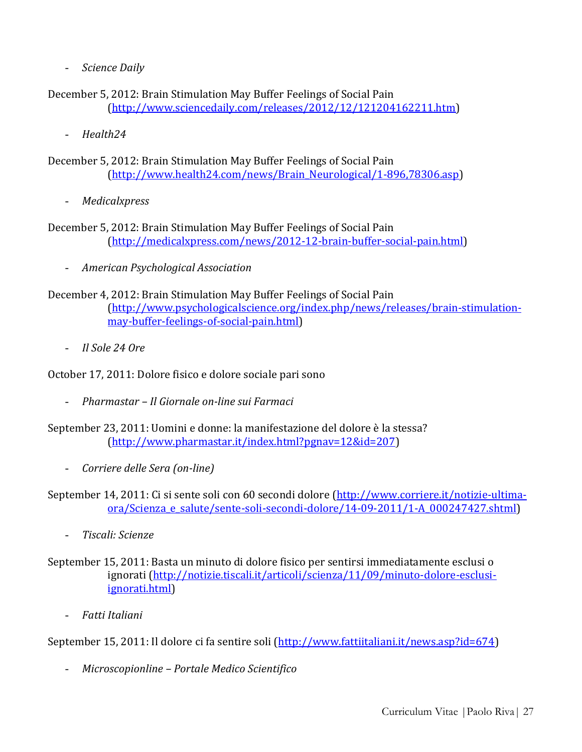- *Science Daily*

December 5, 2012: Brain Stimulation May Buffer Feelings of Social Pain (http://www.sciencedaily.com/releases/2012/12/121204162211.htm)

- *Health24*

December 5, 2012: Brain Stimulation May Buffer Feelings of Social Pain (http://www.health24.com/news/Brain_Neurological/1-896,78306.asp)

- *Medicalxpress*

December 5, 2012: Brain Stimulation May Buffer Feelings of Social Pain (http://medicalxpress.com/news/2012-12-brain-buffer-social-pain.html)

- *American Psychological Association*

December 4, 2012: Brain Stimulation May Buffer Feelings of Social Pain (http://www.psychologicalscience.org/index.php/news/releases/brain-stimulation-may-buffer-feelings-of-social-pain.html)

- *Il Sole 24 Ore*

October 17, 2011: Dolore fisico e dolore sociale pari sono

- *Pharmastar – Il Giornale on-line sui Farmaci*

September 23, 2011: Uomini e donne: la manifestazione del dolore è la stessa? (http://www.pharmastar.it/index.html?pgnav=12&id=207)

- *Corriere delle Sera (on-line)*

September 14, 2011: Ci si sente soli con 60 secondi dolore (http://www.corriere.it/notizie-ultima-ora/Scienza_e_salute/sente-soli-secondi-dolore/14-09-2011/1-A_000247427.shtml)

- *Tiscali: Scienze*

September 15, 2011: Basta un minuto di dolore fisico per sentirsi immediatamente esclusi o ignorati (http://notizie.tiscali.it/articoli/scienza/11/09/minuto-dolore-esclusi-ignorati.html)

- *Fatti Italiani*

September 15, 2011: Il dolore ci fa sentire soli (http://www.fattiitaliani.it/news.asp?id=674)

- *Microscopionline – Portale Medico Scientifico*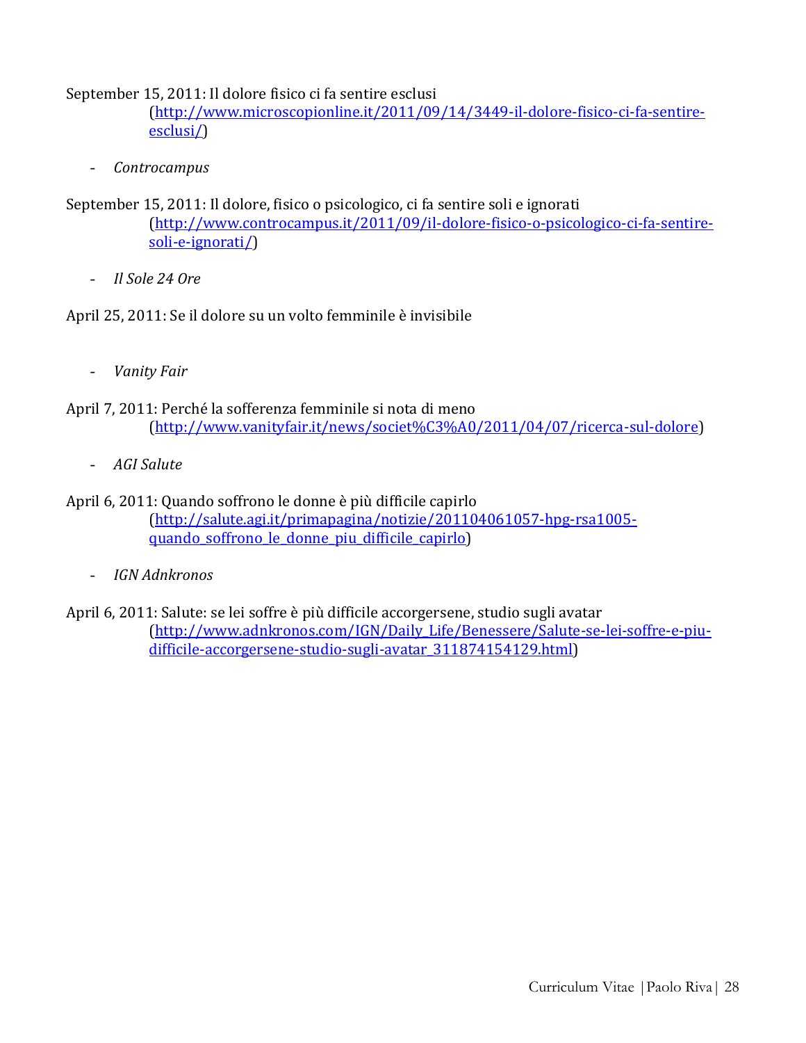September 15, 2011: Il dolore fisico ci fa sentire esclusi
(http://www.microscopionline.it/2011/09/14/3449-il-dolore-fisico-ci-fa-sentire-esclusi/)

- *Controcampus*

September 15, 2011: Il dolore, fisico o psicologico, ci fa sentire soli e ignorati
(http://www.controcampus.it/2011/09/il-dolore-fisico-o-psicologico-ci-fa-sentire-soli-e-ignorati/)

- *Il Sole 24 Ore*

April 25, 2011: Se il dolore su un volto femminile è invisibile

- *Vanity Fair*

April 7, 2011: Perché la sofferenza femminile si nota di meno
(http://www.vanityfair.it/news/societ%C3%A0/2011/04/07/ricerca-sul-dolore)

- *AGI Salute*

April 6, 2011: Quando soffrono le donne è più difficile capirlo
(http://salute.agi.it/primapagina/notizie/201104061057-hpg-rsa1005-quando_soffrono_le_donne_piu_difficile_capirlo)

- *IGN Adnkronos*

April 6, 2011: Salute: se lei soffre è più difficile accorgersene, studio sugli avatar
(http://www.adnkronos.com/IGN/Daily_Life/Benessere/Salute-se-lei-soffre-e-piu-difficile-accorgersene-studio-sugli-avatar_311874154129.html)